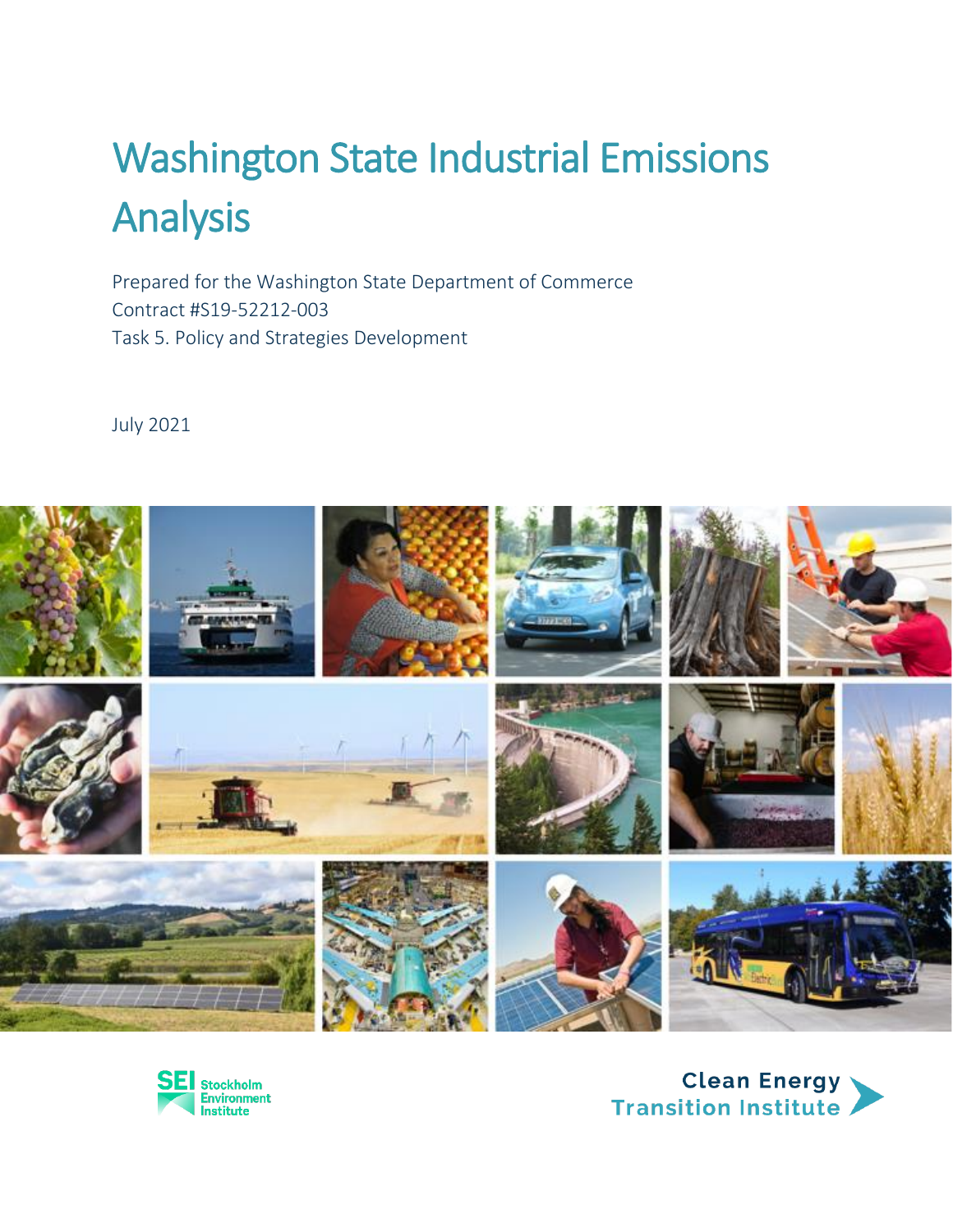# Washington State Industrial Emissions Analysis

Prepared for the Washington State Department of Commerce
Contract #S19-52212-003
Task 5. Policy and Strategies Development

July 2021

SEI Stockholm Environment Institute

Clean Energy Transition Institute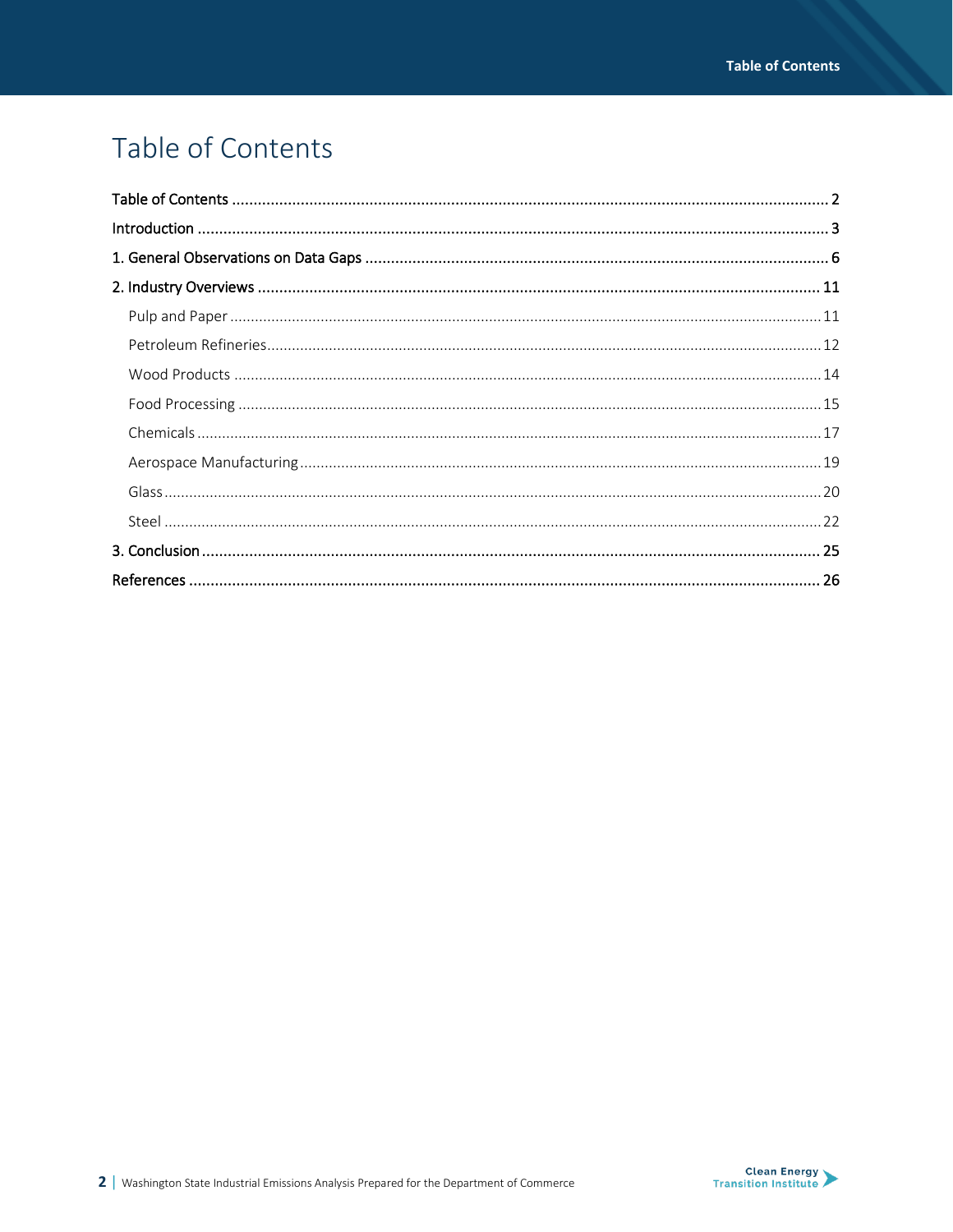# Table of Contents

Table of Contents ........................................................ 2

Introduction ........................................................ 3

1. General Observations on Data Gaps ........................................................ 6

2. Industry Overviews ........................................................ 11

- Pulp and Paper ........................................................ 11
- Petroleum Refineries ........................................................ 12
- Wood Products ........................................................ 14
- Food Processing ........................................................ 15
- Chemicals ........................................................ 17
- Aerospace Manufacturing ........................................................ 19
- Glass ........................................................ 20
- Steel ........................................................ 22

3. Conclusion ........................................................ 25

References ........................................................ 26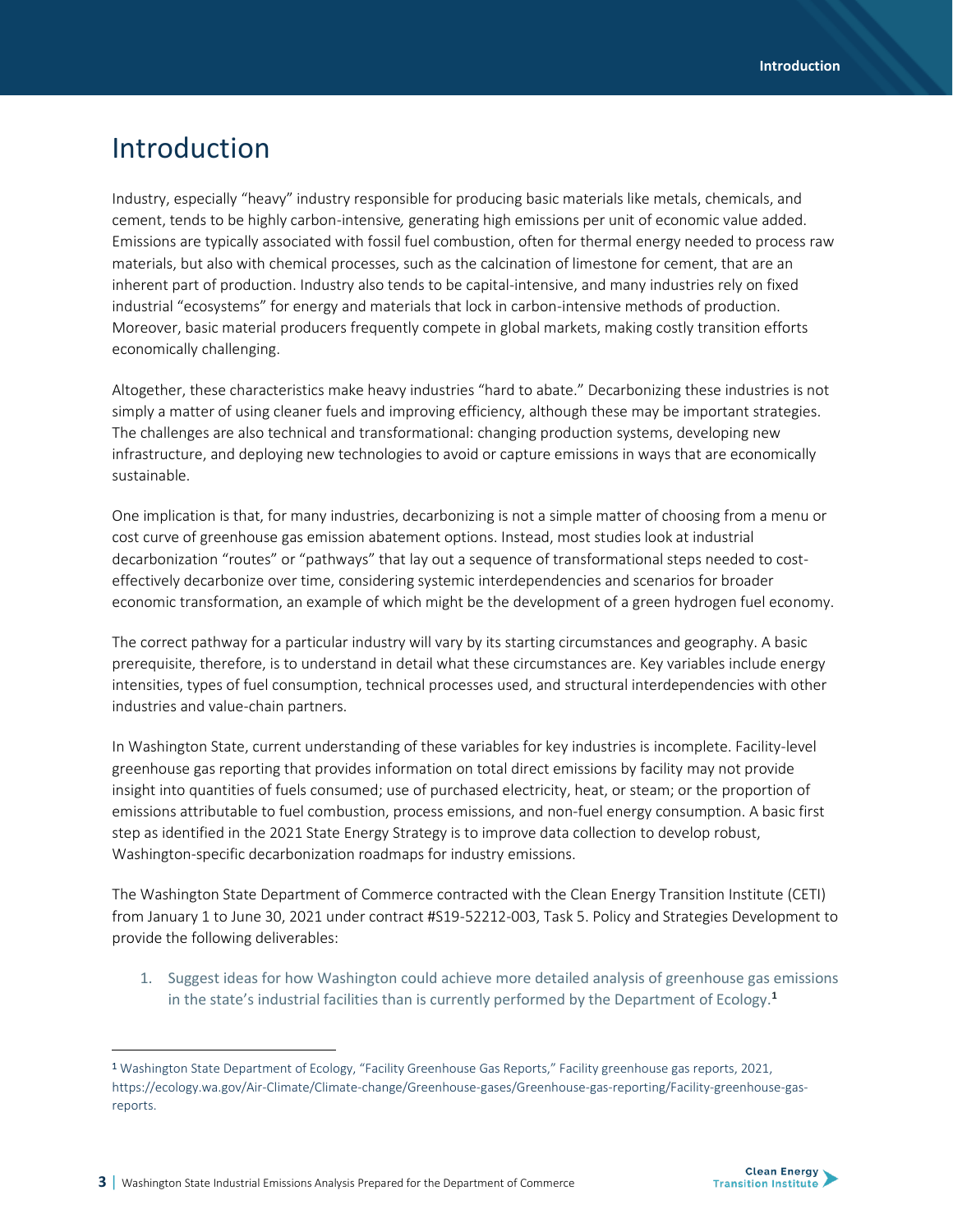# Introduction

Industry, especially "heavy" industry responsible for producing basic materials like metals, chemicals, and cement, tends to be highly carbon-intensive, generating high emissions per unit of economic value added. Emissions are typically associated with fossil fuel combustion, often for thermal energy needed to process raw materials, but also with chemical processes, such as the calcination of limestone for cement, that are an inherent part of production. Industry also tends to be capital-intensive, and many industries rely on fixed industrial "ecosystems" for energy and materials that lock in carbon-intensive methods of production. Moreover, basic material producers frequently compete in global markets, making costly transition efforts economically challenging.

Altogether, these characteristics make heavy industries "hard to abate." Decarbonizing these industries is not simply a matter of using cleaner fuels and improving efficiency, although these may be important strategies. The challenges are also technical and transformational: changing production systems, developing new infrastructure, and deploying new technologies to avoid or capture emissions in ways that are economically sustainable.

One implication is that, for many industries, decarbonizing is not a simple matter of choosing from a menu or cost curve of greenhouse gas emission abatement options. Instead, most studies look at industrial decarbonization "routes" or "pathways" that lay out a sequence of transformational steps needed to cost-effectively decarbonize over time, considering systemic interdependencies and scenarios for broader economic transformation, an example of which might be the development of a green hydrogen fuel economy.

The correct pathway for a particular industry will vary by its starting circumstances and geography. A basic prerequisite, therefore, is to understand in detail what these circumstances are. Key variables include energy intensities, types of fuel consumption, technical processes used, and structural interdependencies with other industries and value-chain partners.

In Washington State, current understanding of these variables for key industries is incomplete. Facility-level greenhouse gas reporting that provides information on total direct emissions by facility may not provide insight into quantities of fuels consumed; use of purchased electricity, heat, or steam; or the proportion of emissions attributable to fuel combustion, process emissions, and non-fuel energy consumption. A basic first step as identified in the 2021 State Energy Strategy is to improve data collection to develop robust, Washington-specific decarbonization roadmaps for industry emissions.

The Washington State Department of Commerce contracted with the Clean Energy Transition Institute (CETI) from January 1 to June 30, 2021 under contract #S19-52212-003, Task 5. Policy and Strategies Development to provide the following deliverables:

1. Suggest ideas for how Washington could achieve more detailed analysis of greenhouse gas emissions in the state's industrial facilities than is currently performed by the Department of Ecology.[1]

[1] Washington State Department of Ecology, "Facility Greenhouse Gas Reports," Facility greenhouse gas reports, 2021, https://ecology.wa.gov/Air-Climate/Climate-change/Greenhouse-gases/Greenhouse-gas-reporting/Facility-greenhouse-gas-reports.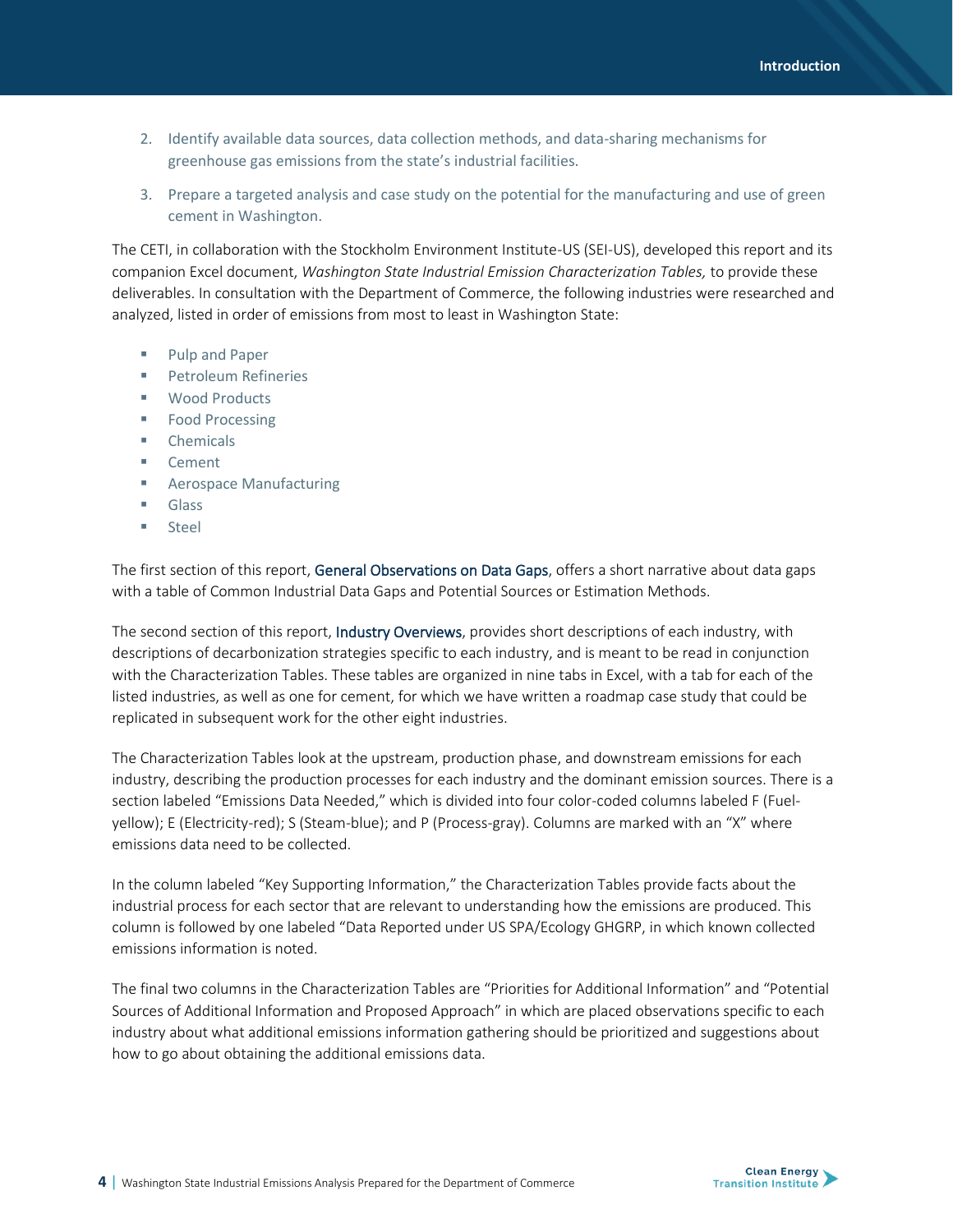2. Identify available data sources, data collection methods, and data-sharing mechanisms for greenhouse gas emissions from the state's industrial facilities.
3. Prepare a targeted analysis and case study on the potential for the manufacturing and use of green cement in Washington.

The CETI, in collaboration with the Stockholm Environment Institute-US (SEI-US), developed this report and its companion Excel document, *Washington State Industrial Emission Characterization Tables,* to provide these deliverables. In consultation with the Department of Commerce, the following industries were researched and analyzed, listed in order of emissions from most to least in Washington State:

- Pulp and Paper
- Petroleum Refineries
- Wood Products
- Food Processing
- Chemicals
- Cement
- Aerospace Manufacturing
- Glass
- Steel

The first section of this report, General Observations on Data Gaps, offers a short narrative about data gaps with a table of Common Industrial Data Gaps and Potential Sources or Estimation Methods.

The second section of this report, Industry Overviews, provides short descriptions of each industry, with descriptions of decarbonization strategies specific to each industry, and is meant to be read in conjunction with the Characterization Tables. These tables are organized in nine tabs in Excel, with a tab for each of the listed industries, as well as one for cement, for which we have written a roadmap case study that could be replicated in subsequent work for the other eight industries.

The Characterization Tables look at the upstream, production phase, and downstream emissions for each industry, describing the production processes for each industry and the dominant emission sources. There is a section labeled "Emissions Data Needed," which is divided into four color-coded columns labeled F (Fuel-yellow); E (Electricity-red); S (Steam-blue); and P (Process-gray). Columns are marked with an "X" where emissions data need to be collected.

In the column labeled "Key Supporting Information," the Characterization Tables provide facts about the industrial process for each sector that are relevant to understanding how the emissions are produced. This column is followed by one labeled "Data Reported under US SPA/Ecology GHGRP, in which known collected emissions information is noted.

The final two columns in the Characterization Tables are "Priorities for Additional Information" and "Potential Sources of Additional Information and Proposed Approach" in which are placed observations specific to each industry about what additional emissions information gathering should be prioritized and suggestions about how to go about obtaining the additional emissions data.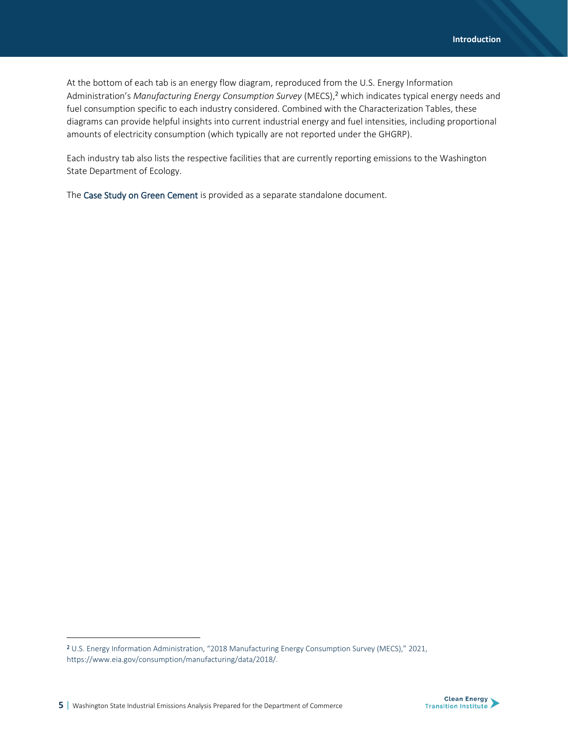At the bottom of each tab is an energy flow diagram, reproduced from the U.S. Energy Information Administration's *Manufacturing Energy Consumption Survey* (MECS),[2] which indicates typical energy needs and fuel consumption specific to each industry considered. Combined with the Characterization Tables, these diagrams can provide helpful insights into current industrial energy and fuel intensities, including proportional amounts of electricity consumption (which typically are not reported under the GHGRP).

Each industry tab also lists the respective facilities that are currently reporting emissions to the Washington State Department of Ecology.

The Case Study on Green Cement is provided as a separate standalone document.

[2] U.S. Energy Information Administration, "2018 Manufacturing Energy Consumption Survey (MECS)," 2021, https://www.eia.gov/consumption/manufacturing/data/2018/.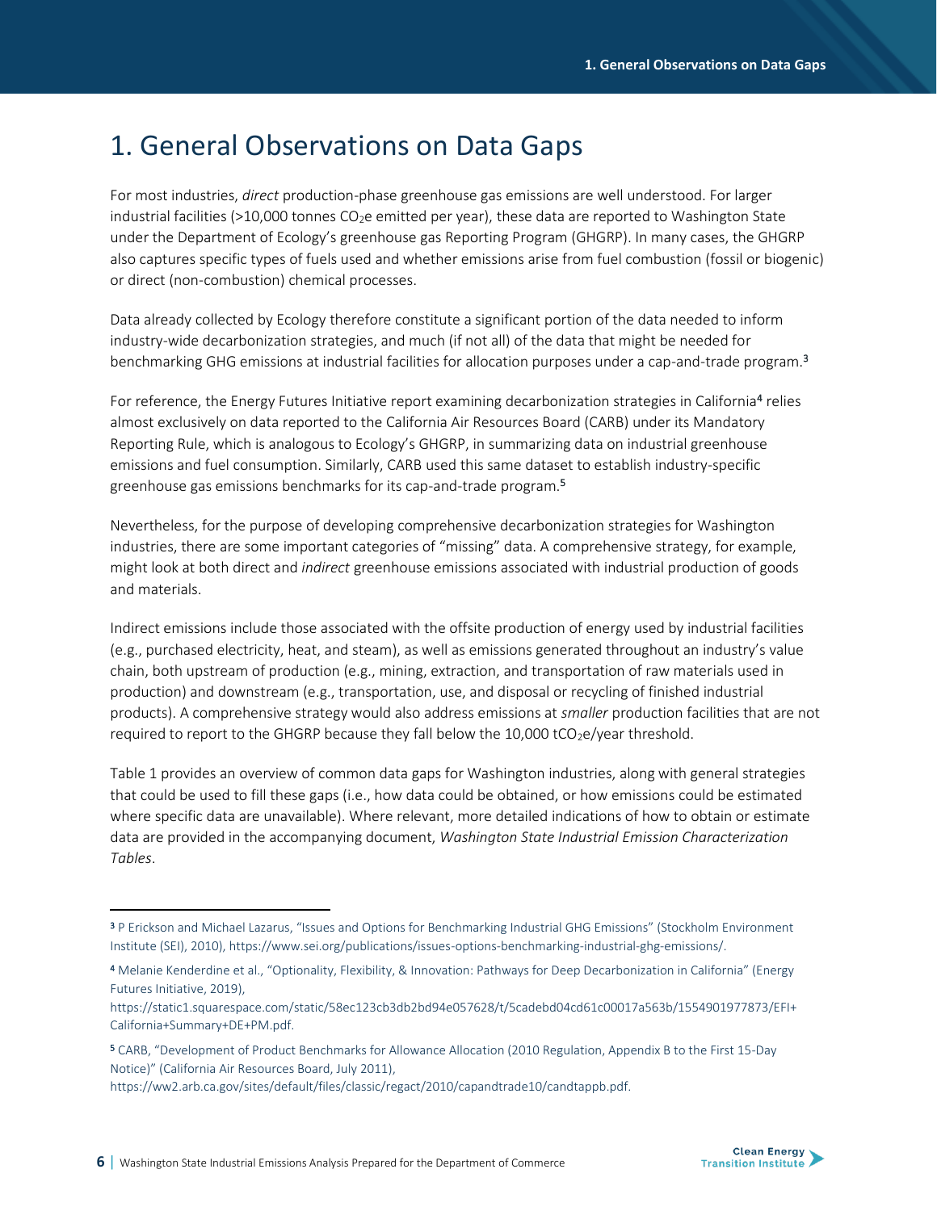# 1. General Observations on Data Gaps

For most industries, *direct* production-phase greenhouse gas emissions are well understood. For larger industrial facilities (>10,000 tonnes $CO_2e$ emitted per year), these data are reported to Washington State under the Department of Ecology's greenhouse gas Reporting Program (GHGRP). In many cases, the GHGRP also captures specific types of fuels used and whether emissions arise from fuel combustion (fossil or biogenic) or direct (non-combustion) chemical processes.

Data already collected by Ecology therefore constitute a significant portion of the data needed to inform industry-wide decarbonization strategies, and much (if not all) of the data that might be needed for benchmarking GHG emissions at industrial facilities for allocation purposes under a cap-and-trade program.[3]

For reference, the Energy Futures Initiative report examining decarbonization strategies in California[4] relies almost exclusively on data reported to the California Air Resources Board (CARB) under its Mandatory Reporting Rule, which is analogous to Ecology's GHGRP, in summarizing data on industrial greenhouse emissions and fuel consumption. Similarly, CARB used this same dataset to establish industry-specific greenhouse gas emissions benchmarks for its cap-and-trade program.[5]

Nevertheless, for the purpose of developing comprehensive decarbonization strategies for Washington industries, there are some important categories of "missing" data. A comprehensive strategy, for example, might look at both direct and *indirect* greenhouse emissions associated with industrial production of goods and materials.

Indirect emissions include those associated with the offsite production of energy used by industrial facilities (e.g., purchased electricity, heat, and steam), as well as emissions generated throughout an industry's value chain, both upstream of production (e.g., mining, extraction, and transportation of raw materials used in production) and downstream (e.g., transportation, use, and disposal or recycling of finished industrial products). A comprehensive strategy would also address emissions at *smaller* production facilities that are not required to report to the GHGRP because they fall below the 10,000 $tCO_2e$/year threshold.

Table 1 provides an overview of common data gaps for Washington industries, along with general strategies that could be used to fill these gaps (i.e., how data could be obtained, or how emissions could be estimated where specific data are unavailable). Where relevant, more detailed indications of how to obtain or estimate data are provided in the accompanying document, *Washington State Industrial Emission Characterization Tables*.

---

[3] P Erickson and Michael Lazarus, "Issues and Options for Benchmarking Industrial GHG Emissions" (Stockholm Environment Institute (SEI), 2010), https://www.sei.org/publications/issues-options-benchmarking-industrial-ghg-emissions/.

[4] Melanie Kenderdine et al., "Optionality, Flexibility, & Innovation: Pathways for Deep Decarbonization in California" (Energy Futures Initiative, 2019), https://static1.squarespace.com/static/58ec123cb3db2bd94e057628/t/5cadebd04cd61c00017a563b/1554901977873/EFI+California+Summary+DE+PM.pdf.

[5] CARB, "Development of Product Benchmarks for Allowance Allocation (2010 Regulation, Appendix B to the First 15-Day Notice)" (California Air Resources Board, July 2011), https://ww2.arb.ca.gov/sites/default/files/classic/regact/2010/capandtrade10/candtappb.pdf.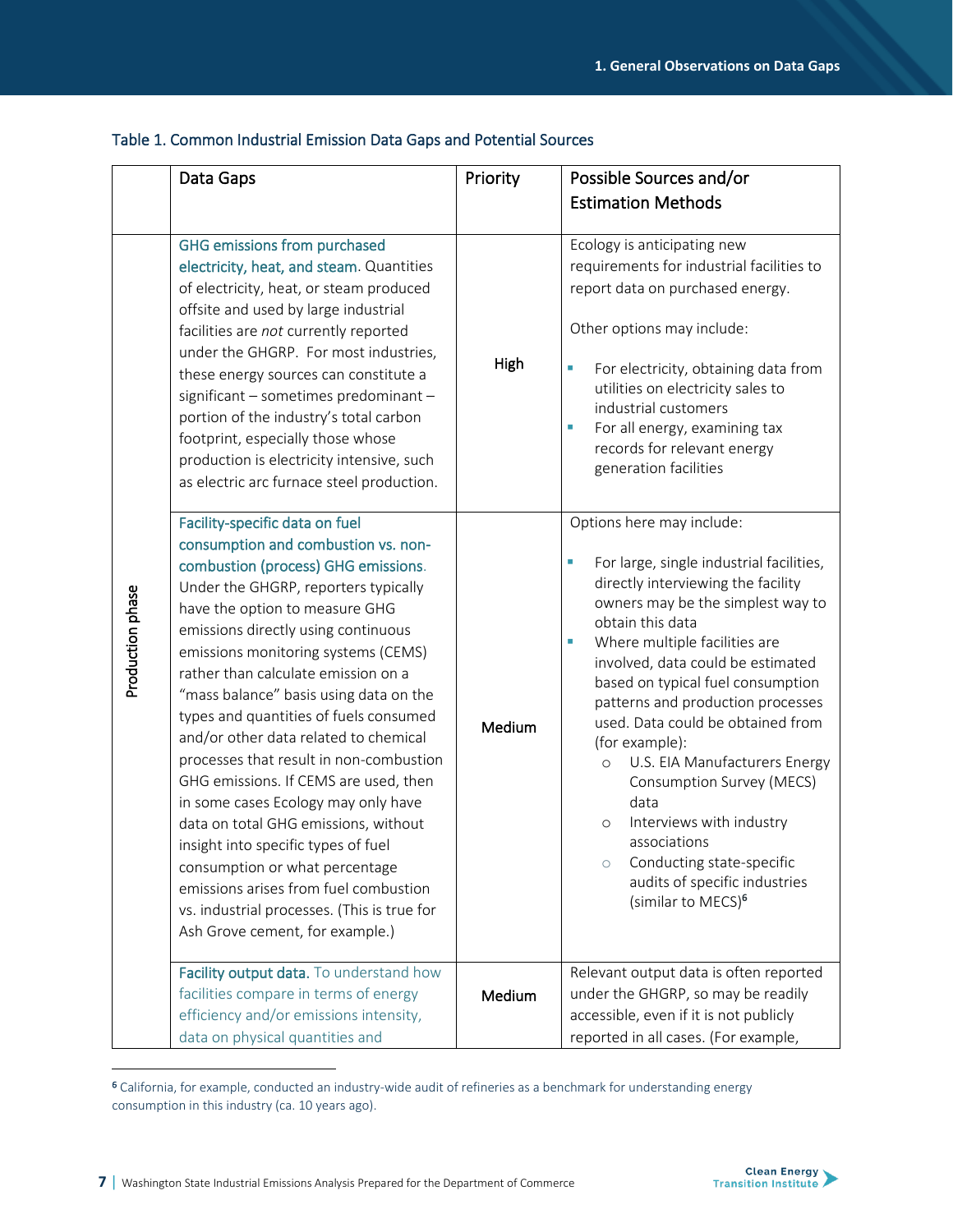Table 1. Common Industrial Emission Data Gaps and Potential Sources

| | Data Gaps | Priority | Possible Sources and/or Estimation Methods |
|---|---|---|---|
| Production phase | GHG emissions from purchased electricity, heat, and steam. Quantities of electricity, heat, or steam produced offsite and used by large industrial facilities are *not* currently reported under the GHGRP. For most industries, these energy sources can constitute a significant – sometimes predominant – portion of the industry's total carbon footprint, especially those whose production is electricity intensive, such as electric arc furnace steel production. | High | Ecology is anticipating new requirements for industrial facilities to report data on purchased energy.<br><br>Other options may include:<br><br>▪ For electricity, obtaining data from utilities on electricity sales to industrial customers<br>▪ For all energy, examining tax records for relevant energy generation facilities |
| Production phase | Facility-specific data on fuel consumption and combustion vs. non-combustion (process) GHG emissions. Under the GHGRP, reporters typically have the option to measure GHG emissions directly using continuous emissions monitoring systems (CEMS) rather than calculate emission on a "mass balance" basis using data on the types and quantities of fuels consumed and/or other data related to chemical processes that result in non-combustion GHG emissions. If CEMS are used, then in some cases Ecology may only have data on total GHG emissions, without insight into specific types of fuel consumption or what percentage emissions arises from fuel combustion vs. industrial processes. (This is true for Ash Grove cement, for example.) | Medium | Options here may include:<br><br>▪ For large, single industrial facilities, directly interviewing the facility owners may be the simplest way to obtain this data<br>▪ Where multiple facilities are involved, data could be estimated based on typical fuel consumption patterns and production processes used. Data could be obtained from (for example):<br>  ○ U.S. EIA Manufacturers Energy Consumption Survey (MECS) data<br>  ○ Interviews with industry associations<br>  ○ Conducting state-specific audits of specific industries (similar to MECS)[6] |
| Production phase | Facility output data. To understand how facilities compare in terms of energy efficiency and/or emissions intensity, data on physical quantities and | Medium | Relevant output data is often reported under the GHGRP, so may be readily accessible, even if it is not publicly reported in all cases. (For example, |

[6] California, for example, conducted an industry-wide audit of refineries as a benchmark for understanding energy consumption in this industry (ca. 10 years ago).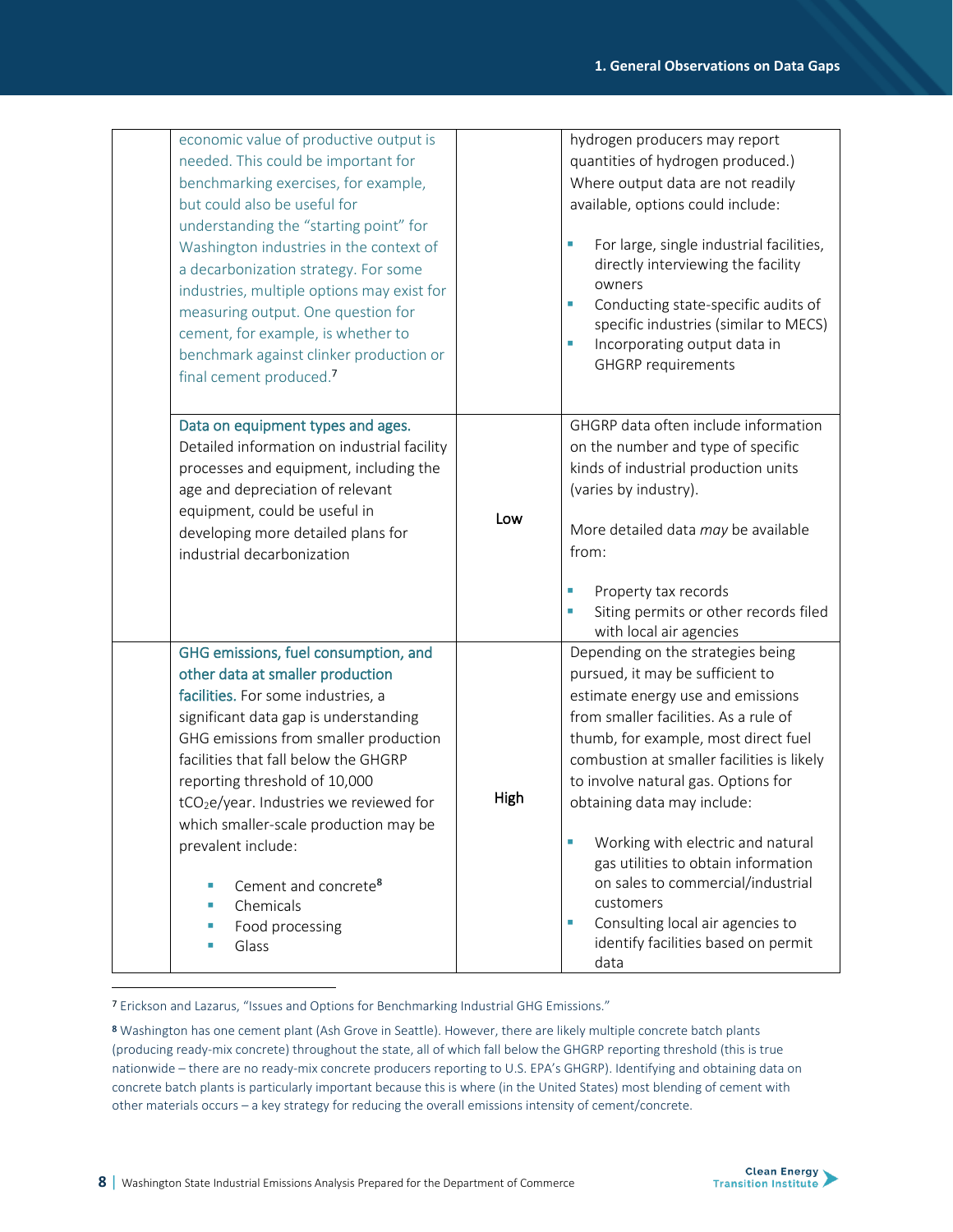| | | | |
|---|---|---|---|
| | economic value of productive output is needed. This could be important for benchmarking exercises, for example, but could also be useful for understanding the "starting point" for Washington industries in the context of a decarbonization strategy. For some industries, multiple options may exist for measuring output. One question for cement, for example, is whether to benchmark against clinker production or final cement produced.[7] | | hydrogen producers may report quantities of hydrogen produced.) Where output data are not readily available, options could include: <br>▪ For large, single industrial facilities, directly interviewing the facility owners <br>▪ Conducting state-specific audits of specific industries (similar to MECS) <br>▪ Incorporating output data in GHGRP requirements |
| | Data on equipment types and ages. Detailed information on industrial facility processes and equipment, including the age and depreciation of relevant equipment, could be useful in developing more detailed plans for industrial decarbonization | Low | GHGRP data often include information on the number and type of specific kinds of industrial production units (varies by industry). <br><br>More detailed data *may* be available from: <br>▪ Property tax records <br>▪ Siting permits or other records filed with local air agencies |
| | GHG emissions, fuel consumption, and other data at smaller production facilities. For some industries, a significant data gap is understanding GHG emissions from smaller production facilities that fall below the GHGRP reporting threshold of 10,000 $tCO_2e$/year. Industries we reviewed for which smaller-scale production may be prevalent include: <br>▪ Cement and concrete[8] <br>▪ Chemicals <br>▪ Food processing <br>▪ Glass | High | Depending on the strategies being pursued, it may be sufficient to estimate energy use and emissions from smaller facilities. As a rule of thumb, for example, most direct fuel combustion at smaller facilities is likely to involve natural gas. Options for obtaining data may include: <br>▪ Working with electric and natural gas utilities to obtain information on sales to commercial/industrial customers <br>▪ Consulting local air agencies to identify facilities based on permit data |

[7] Erickson and Lazarus, "Issues and Options for Benchmarking Industrial GHG Emissions."

[8] Washington has one cement plant (Ash Grove in Seattle). However, there are likely multiple concrete batch plants (producing ready-mix concrete) throughout the state, all of which fall below the GHGRP reporting threshold (this is true nationwide – there are no ready-mix concrete producers reporting to U.S. EPA's GHGRP). Identifying and obtaining data on concrete batch plants is particularly important because this is where (in the United States) most blending of cement with other materials occurs – a key strategy for reducing the overall emissions intensity of cement/concrete.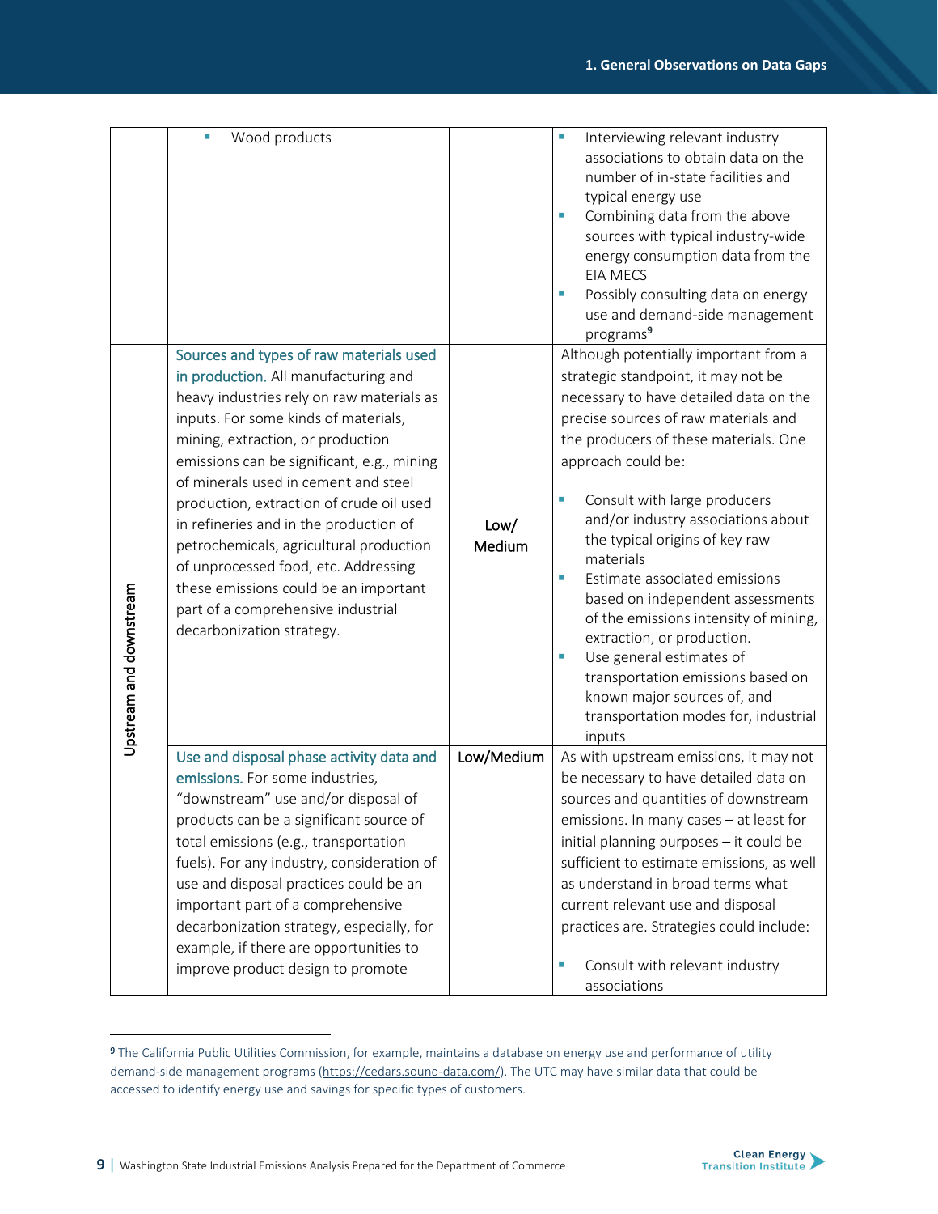| | | | |
|---|---|---|---|
| | ▪ Wood products | | ▪ Interviewing relevant industry associations to obtain data on the number of in-state facilities and typical energy use<br>▪ Combining data from the above sources with typical industry-wide energy consumption data from the EIA MECS<br>▪ Possibly consulting data on energy use and demand-side management programs[9] |
| Upstream and downstream | Sources and types of raw materials used in production. All manufacturing and heavy industries rely on raw materials as inputs. For some kinds of materials, mining, extraction, or production emissions can be significant, e.g., mining of minerals used in cement and steel production, extraction of crude oil used in refineries and in the production of petrochemicals, agricultural production of unprocessed food, etc. Addressing these emissions could be an important part of a comprehensive industrial decarbonization strategy. | Low/ Medium | Although potentially important from a strategic standpoint, it may not be necessary to have detailed data on the precise sources of raw materials and the producers of these materials. One approach could be:<br><br>▪ Consult with large producers and/or industry associations about the typical origins of key raw materials<br>▪ Estimate associated emissions based on independent assessments of the emissions intensity of mining, extraction, or production.<br>▪ Use general estimates of transportation emissions based on known major sources of, and transportation modes for, industrial inputs |
| | Use and disposal phase activity data and emissions. For some industries, "downstream" use and/or disposal of products can be a significant source of total emissions (e.g., transportation fuels). For any industry, consideration of use and disposal practices could be an important part of a comprehensive decarbonization strategy, especially, for example, if there are opportunities to improve product design to promote | Low/Medium | As with upstream emissions, it may not be necessary to have detailed data on sources and quantities of downstream emissions. In many cases – at least for initial planning purposes – it could be sufficient to estimate emissions, as well as understand in broad terms what current relevant use and disposal practices are. Strategies could include:<br><br>▪ Consult with relevant industry associations |

[9] The California Public Utilities Commission, for example, maintains a database on energy use and performance of utility demand-side management programs (https://cedars.sound-data.com/). The UTC may have similar data that could be accessed to identify energy use and savings for specific types of customers.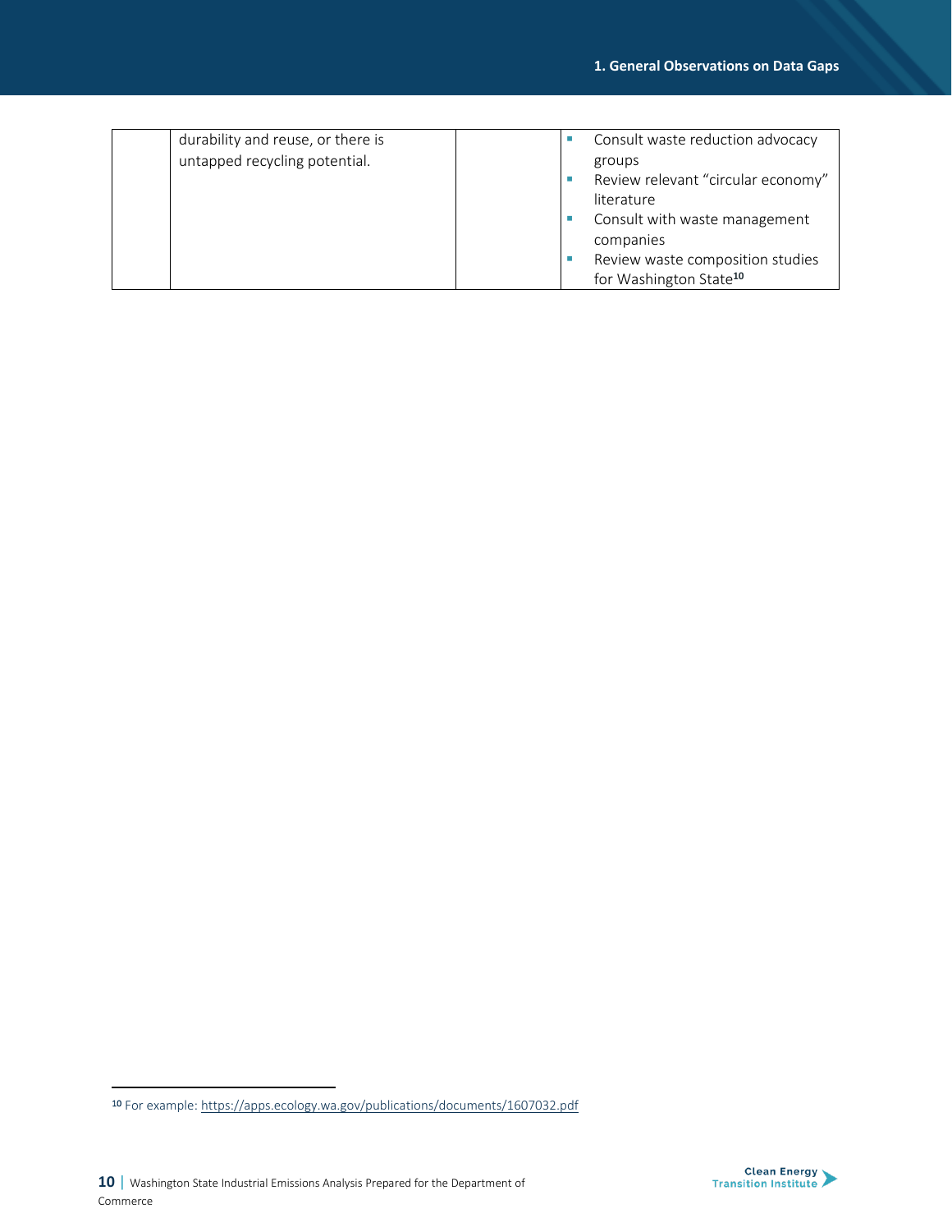| | | | |
|---|---|---|---|
| | durability and reuse, or there is untapped recycling potential. | | ▪ Consult waste reduction advocacy groups<br>▪ Review relevant "circular economy" literature<br>▪ Consult with waste management companies<br>▪ Review waste composition studies for Washington State[10] |

[10] For example: https://apps.ecology.wa.gov/publications/documents/1607032.pdf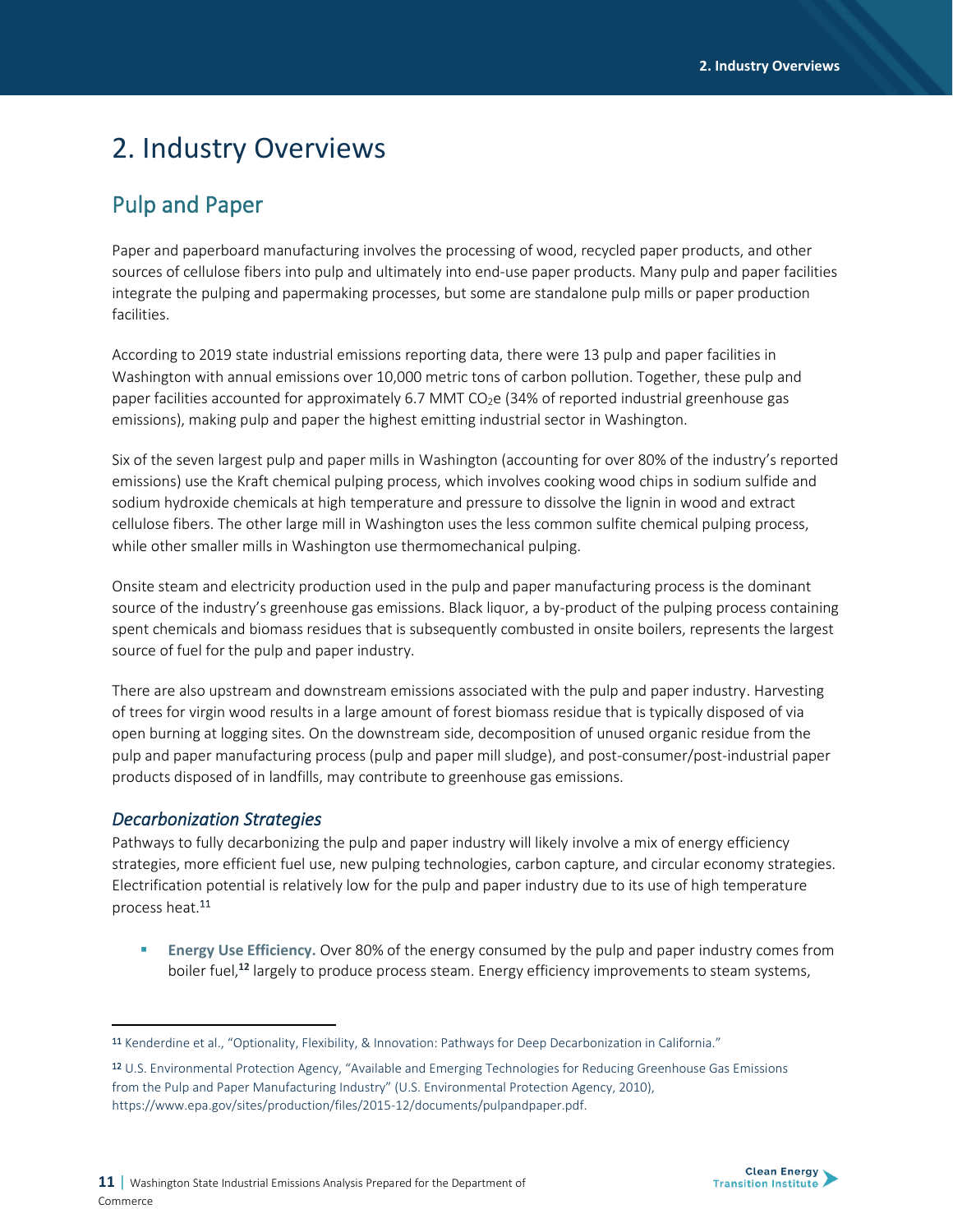# 2. Industry Overviews

## Pulp and Paper

Paper and paperboard manufacturing involves the processing of wood, recycled paper products, and other sources of cellulose fibers into pulp and ultimately into end-use paper products. Many pulp and paper facilities integrate the pulping and papermaking processes, but some are standalone pulp mills or paper production facilities.

According to 2019 state industrial emissions reporting data, there were 13 pulp and paper facilities in Washington with annual emissions over 10,000 metric tons of carbon pollution. Together, these pulp and paper facilities accounted for approximately 6.7 MMT $CO_2e$ (34% of reported industrial greenhouse gas emissions), making pulp and paper the highest emitting industrial sector in Washington.

Six of the seven largest pulp and paper mills in Washington (accounting for over 80% of the industry's reported emissions) use the Kraft chemical pulping process, which involves cooking wood chips in sodium sulfide and sodium hydroxide chemicals at high temperature and pressure to dissolve the lignin in wood and extract cellulose fibers. The other large mill in Washington uses the less common sulfite chemical pulping process, while other smaller mills in Washington use thermomechanical pulping.

Onsite steam and electricity production used in the pulp and paper manufacturing process is the dominant source of the industry's greenhouse gas emissions. Black liquor, a by-product of the pulping process containing spent chemicals and biomass residues that is subsequently combusted in onsite boilers, represents the largest source of fuel for the pulp and paper industry.

There are also upstream and downstream emissions associated with the pulp and paper industry. Harvesting of trees for virgin wood results in a large amount of forest biomass residue that is typically disposed of via open burning at logging sites. On the downstream side, decomposition of unused organic residue from the pulp and paper manufacturing process (pulp and paper mill sludge), and post-consumer/post-industrial paper products disposed of in landfills, may contribute to greenhouse gas emissions.

### *Decarbonization Strategies*

Pathways to fully decarbonizing the pulp and paper industry will likely involve a mix of energy efficiency strategies, more efficient fuel use, new pulping technologies, carbon capture, and circular economy strategies. Electrification potential is relatively low for the pulp and paper industry due to its use of high temperature process heat.[11]

- **Energy Use Efficiency.** Over 80% of the energy consumed by the pulp and paper industry comes from boiler fuel,[12] largely to produce process steam. Energy efficiency improvements to steam systems,

---

[11] Kenderdine et al., "Optionality, Flexibility, & Innovation: Pathways for Deep Decarbonization in California."

[12] U.S. Environmental Protection Agency, "Available and Emerging Technologies for Reducing Greenhouse Gas Emissions from the Pulp and Paper Manufacturing Industry" (U.S. Environmental Protection Agency, 2010), https://www.epa.gov/sites/production/files/2015-12/documents/pulpandpaper.pdf.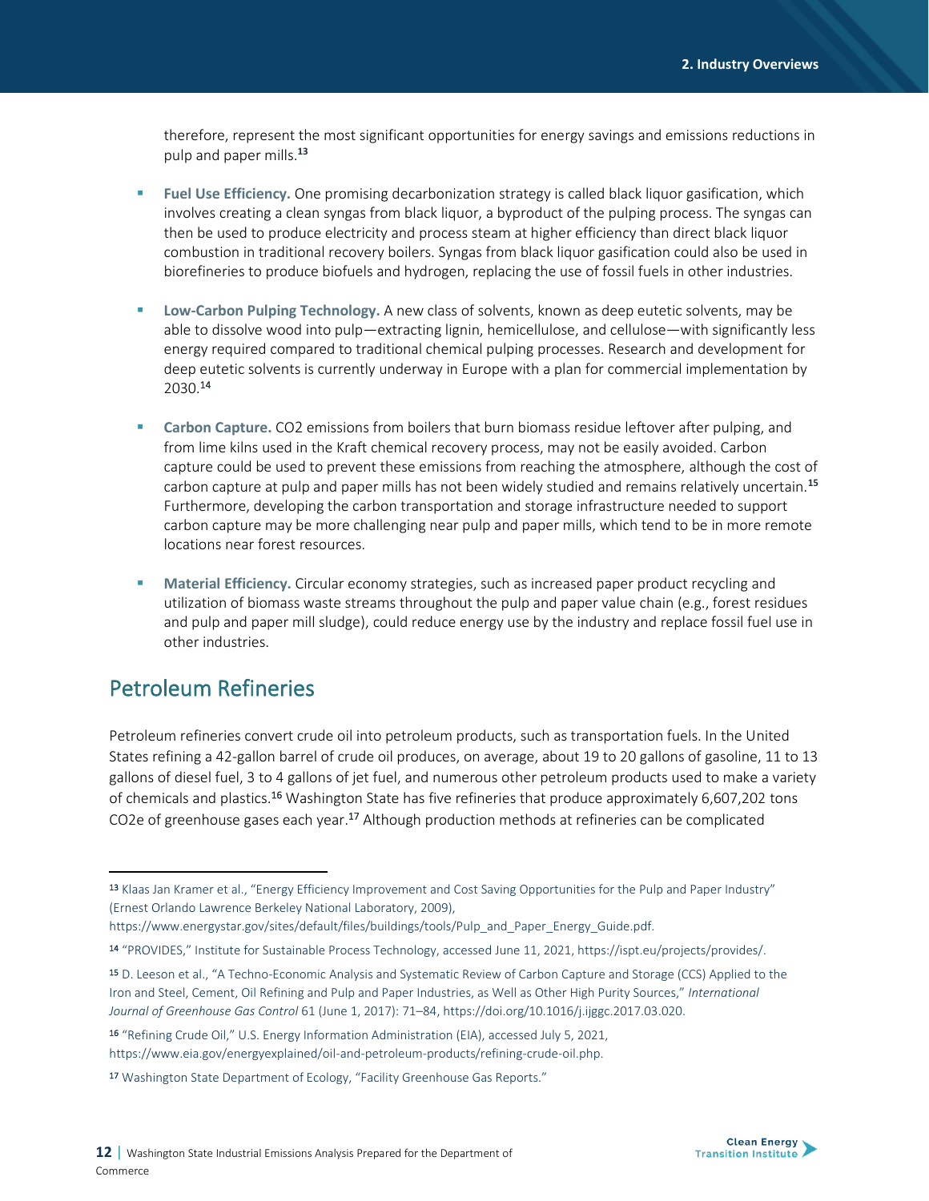therefore, represent the most significant opportunities for energy savings and emissions reductions in pulp and paper mills.[13]

- **Fuel Use Efficiency.** One promising decarbonization strategy is called black liquor gasification, which involves creating a clean syngas from black liquor, a byproduct of the pulping process. The syngas can then be used to produce electricity and process steam at higher efficiency than direct black liquor combustion in traditional recovery boilers. Syngas from black liquor gasification could also be used in biorefineries to produce biofuels and hydrogen, replacing the use of fossil fuels in other industries.

- **Low-Carbon Pulping Technology.** A new class of solvents, known as deep eutetic solvents, may be able to dissolve wood into pulp—extracting lignin, hemicellulose, and cellulose—with significantly less energy required compared to traditional chemical pulping processes. Research and development for deep eutetic solvents is currently underway in Europe with a plan for commercial implementation by 2030.[14]

- **Carbon Capture.** $CO_2$ emissions from boilers that burn biomass residue leftover after pulping, and from lime kilns used in the Kraft chemical recovery process, may not be easily avoided. Carbon capture could be used to prevent these emissions from reaching the atmosphere, although the cost of carbon capture at pulp and paper mills has not been widely studied and remains relatively uncertain.[15] Furthermore, developing the carbon transportation and storage infrastructure needed to support carbon capture may be more challenging near pulp and paper mills, which tend to be in more remote locations near forest resources.

- **Material Efficiency.** Circular economy strategies, such as increased paper product recycling and utilization of biomass waste streams throughout the pulp and paper value chain (e.g., forest residues and pulp and paper mill sludge), could reduce energy use by the industry and replace fossil fuel use in other industries.

## Petroleum Refineries

Petroleum refineries convert crude oil into petroleum products, such as transportation fuels. In the United States refining a 42-gallon barrel of crude oil produces, on average, about 19 to 20 gallons of gasoline, 11 to 13 gallons of diesel fuel, 3 to 4 gallons of jet fuel, and numerous other petroleum products used to make a variety of chemicals and plastics.[16] Washington State has five refineries that produce approximately 6,607,202 tons $CO_2e$ of greenhouse gases each year.[17] Although production methods at refineries can be complicated

---

[13] Klaas Jan Kramer et al., "Energy Efficiency Improvement and Cost Saving Opportunities for the Pulp and Paper Industry" (Ernest Orlando Lawrence Berkeley National Laboratory, 2009), https://www.energystar.gov/sites/default/files/buildings/tools/Pulp_and_Paper_Energy_Guide.pdf.

[14] "PROVIDES," Institute for Sustainable Process Technology, accessed June 11, 2021, https://ispt.eu/projects/provides/.

[15] D. Leeson et al., "A Techno-Economic Analysis and Systematic Review of Carbon Capture and Storage (CCS) Applied to the Iron and Steel, Cement, Oil Refining and Pulp and Paper Industries, as Well as Other High Purity Sources," *International Journal of Greenhouse Gas Control* 61 (June 1, 2017): 71–84, https://doi.org/10.1016/j.ijggc.2017.03.020.

[16] "Refining Crude Oil," U.S. Energy Information Administration (EIA), accessed July 5, 2021, https://www.eia.gov/energyexplained/oil-and-petroleum-products/refining-crude-oil.php.

[17] Washington State Department of Ecology, "Facility Greenhouse Gas Reports."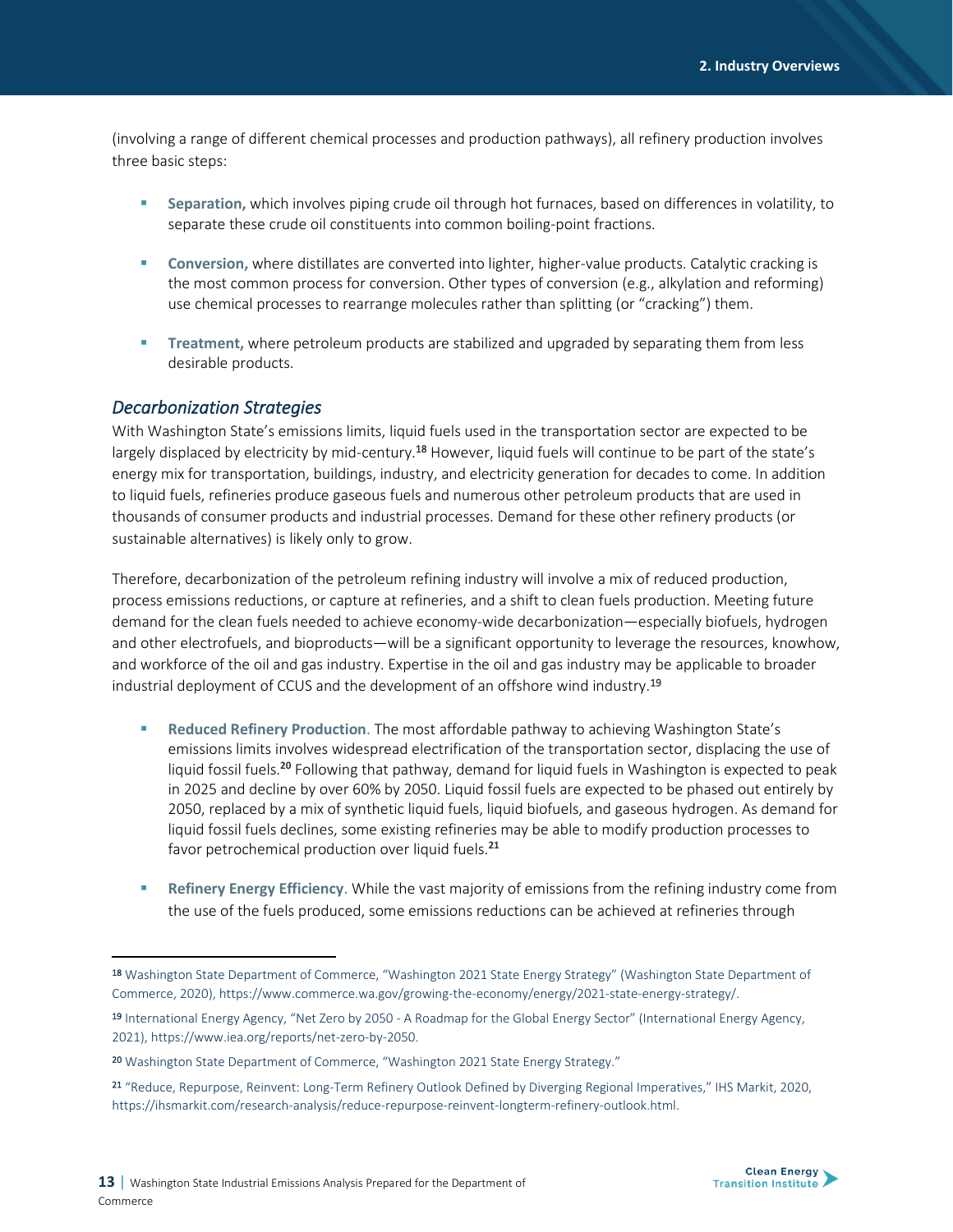(involving a range of different chemical processes and production pathways), all refinery production involves three basic steps:

- **Separation,** which involves piping crude oil through hot furnaces, based on differences in volatility, to separate these crude oil constituents into common boiling-point fractions.
- **Conversion,** where distillates are converted into lighter, higher-value products. Catalytic cracking is the most common process for conversion. Other types of conversion (e.g., alkylation and reforming) use chemical processes to rearrange molecules rather than splitting (or "cracking") them.
- **Treatment,** where petroleum products are stabilized and upgraded by separating them from less desirable products.

### *Decarbonization Strategies*

With Washington State's emissions limits, liquid fuels used in the transportation sector are expected to be largely displaced by electricity by mid-century.[18] However, liquid fuels will continue to be part of the state's energy mix for transportation, buildings, industry, and electricity generation for decades to come. In addition to liquid fuels, refineries produce gaseous fuels and numerous other petroleum products that are used in thousands of consumer products and industrial processes. Demand for these other refinery products (or sustainable alternatives) is likely only to grow.

Therefore, decarbonization of the petroleum refining industry will involve a mix of reduced production, process emissions reductions, or capture at refineries, and a shift to clean fuels production. Meeting future demand for the clean fuels needed to achieve economy-wide decarbonization—especially biofuels, hydrogen and other electrofuels, and bioproducts—will be a significant opportunity to leverage the resources, knowhow, and workforce of the oil and gas industry. Expertise in the oil and gas industry may be applicable to broader industrial deployment of CCUS and the development of an offshore wind industry.[19]

- **Reduced Refinery Production**. The most affordable pathway to achieving Washington State's emissions limits involves widespread electrification of the transportation sector, displacing the use of liquid fossil fuels.[20] Following that pathway, demand for liquid fuels in Washington is expected to peak in 2025 and decline by over 60% by 2050. Liquid fossil fuels are expected to be phased out entirely by 2050, replaced by a mix of synthetic liquid fuels, liquid biofuels, and gaseous hydrogen. As demand for liquid fossil fuels declines, some existing refineries may be able to modify production processes to favor petrochemical production over liquid fuels.[21]
- **Refinery Energy Efficiency**. While the vast majority of emissions from the refining industry come from the use of the fuels produced, some emissions reductions can be achieved at refineries through

---

[18] Washington State Department of Commerce, "Washington 2021 State Energy Strategy" (Washington State Department of Commerce, 2020), https://www.commerce.wa.gov/growing-the-economy/energy/2021-state-energy-strategy/.

[19] International Energy Agency, "Net Zero by 2050 - A Roadmap for the Global Energy Sector" (International Energy Agency, 2021), https://www.iea.org/reports/net-zero-by-2050.

[20] Washington State Department of Commerce, "Washington 2021 State Energy Strategy."

[21] "Reduce, Repurpose, Reinvent: Long-Term Refinery Outlook Defined by Diverging Regional Imperatives," IHS Markit, 2020, https://ihsmarkit.com/research-analysis/reduce-repurpose-reinvent-longterm-refinery-outlook.html.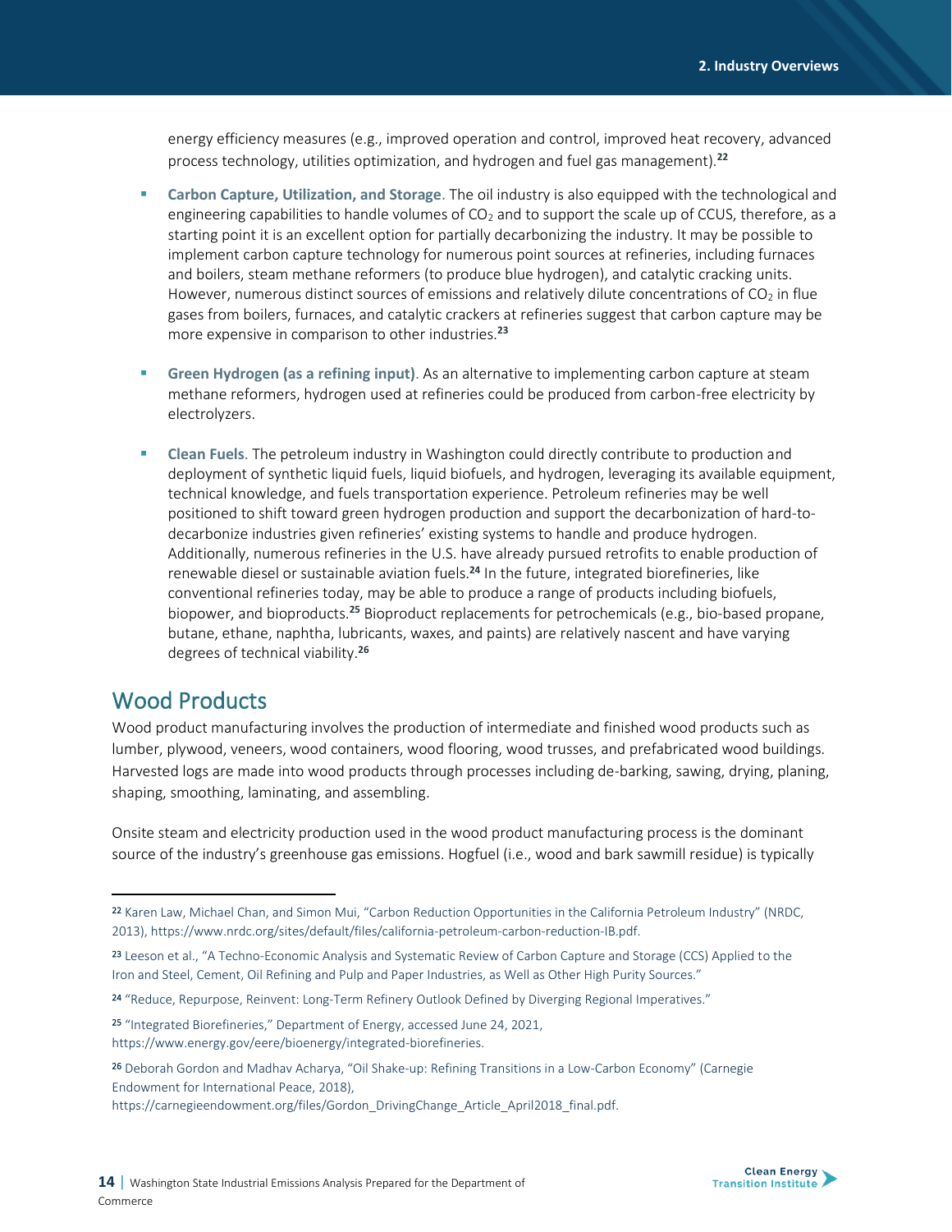energy efficiency measures (e.g., improved operation and control, improved heat recovery, advanced process technology, utilities optimization, and hydrogen and fuel gas management).[22]

- **Carbon Capture, Utilization, and Storage**. The oil industry is also equipped with the technological and engineering capabilities to handle volumes of $CO_2$ and to support the scale up of CCUS, therefore, as a starting point it is an excellent option for partially decarbonizing the industry. It may be possible to implement carbon capture technology for numerous point sources at refineries, including furnaces and boilers, steam methane reformers (to produce blue hydrogen), and catalytic cracking units. However, numerous distinct sources of emissions and relatively dilute concentrations of $CO_2$ in flue gases from boilers, furnaces, and catalytic crackers at refineries suggest that carbon capture may be more expensive in comparison to other industries.[23]

- **Green Hydrogen (as a refining input)**. As an alternative to implementing carbon capture at steam methane reformers, hydrogen used at refineries could be produced from carbon-free electricity by electrolyzers.

- **Clean Fuels**. The petroleum industry in Washington could directly contribute to production and deployment of synthetic liquid fuels, liquid biofuels, and hydrogen, leveraging its available equipment, technical knowledge, and fuels transportation experience. Petroleum refineries may be well positioned to shift toward green hydrogen production and support the decarbonization of hard-to-decarbonize industries given refineries' existing systems to handle and produce hydrogen. Additionally, numerous refineries in the U.S. have already pursued retrofits to enable production of renewable diesel or sustainable aviation fuels.[24] In the future, integrated biorefineries, like conventional refineries today, may be able to produce a range of products including biofuels, biopower, and bioproducts.[25] Bioproduct replacements for petrochemicals (e.g., bio-based propane, butane, ethane, naphtha, lubricants, waxes, and paints) are relatively nascent and have varying degrees of technical viability.[26]

## Wood Products

Wood product manufacturing involves the production of intermediate and finished wood products such as lumber, plywood, veneers, wood containers, wood flooring, wood trusses, and prefabricated wood buildings. Harvested logs are made into wood products through processes including de-barking, sawing, drying, planing, shaping, smoothing, laminating, and assembling.

Onsite steam and electricity production used in the wood product manufacturing process is the dominant source of the industry's greenhouse gas emissions. Hogfuel (i.e., wood and bark sawmill residue) is typically

---

[22] Karen Law, Michael Chan, and Simon Mui, "Carbon Reduction Opportunities in the California Petroleum Industry" (NRDC, 2013), https://www.nrdc.org/sites/default/files/california-petroleum-carbon-reduction-IB.pdf.

[23] Leeson et al., "A Techno-Economic Analysis and Systematic Review of Carbon Capture and Storage (CCS) Applied to the Iron and Steel, Cement, Oil Refining and Pulp and Paper Industries, as Well as Other High Purity Sources."

[24] "Reduce, Repurpose, Reinvent: Long-Term Refinery Outlook Defined by Diverging Regional Imperatives."

[25] "Integrated Biorefineries," Department of Energy, accessed June 24, 2021, https://www.energy.gov/eere/bioenergy/integrated-biorefineries.

[26] Deborah Gordon and Madhav Acharya, "Oil Shake-up: Refining Transitions in a Low-Carbon Economy" (Carnegie Endowment for International Peace, 2018), https://carnegieendowment.org/files/Gordon_DrivingChange_Article_April2018_final.pdf.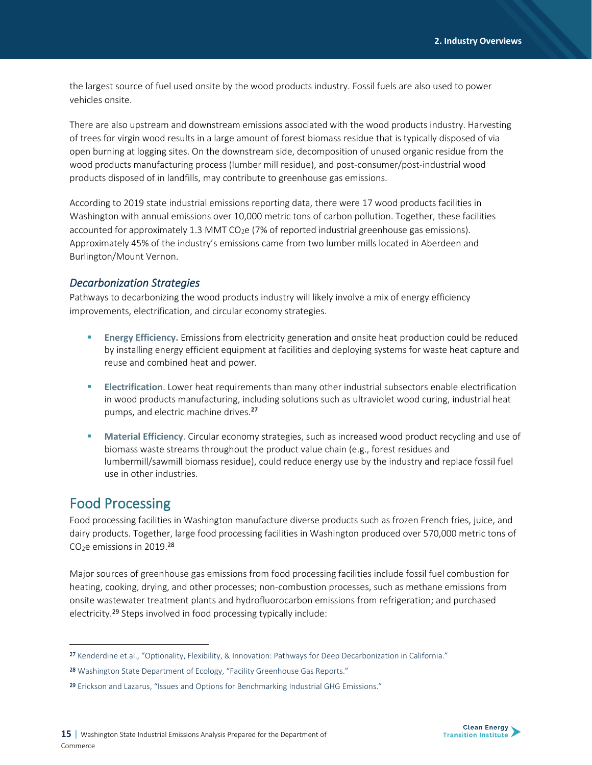the largest source of fuel used onsite by the wood products industry. Fossil fuels are also used to power vehicles onsite.

There are also upstream and downstream emissions associated with the wood products industry. Harvesting of trees for virgin wood results in a large amount of forest biomass residue that is typically disposed of via open burning at logging sites. On the downstream side, decomposition of unused organic residue from the wood products manufacturing process (lumber mill residue), and post-consumer/post-industrial wood products disposed of in landfills, may contribute to greenhouse gas emissions.

According to 2019 state industrial emissions reporting data, there were 17 wood products facilities in Washington with annual emissions over 10,000 metric tons of carbon pollution. Together, these facilities accounted for approximately 1.3 MMT $CO_2e$ (7% of reported industrial greenhouse gas emissions). Approximately 45% of the industry's emissions came from two lumber mills located in Aberdeen and Burlington/Mount Vernon.

### *Decarbonization Strategies*

Pathways to decarbonizing the wood products industry will likely involve a mix of energy efficiency improvements, electrification, and circular economy strategies.

- **Energy Efficiency.** Emissions from electricity generation and onsite heat production could be reduced by installing energy efficient equipment at facilities and deploying systems for waste heat capture and reuse and combined heat and power.
- **Electrification**. Lower heat requirements than many other industrial subsectors enable electrification in wood products manufacturing, including solutions such as ultraviolet wood curing, industrial heat pumps, and electric machine drives.[27]
- **Material Efficiency**. Circular economy strategies, such as increased wood product recycling and use of biomass waste streams throughout the product value chain (e.g., forest residues and lumbermill/sawmill biomass residue), could reduce energy use by the industry and replace fossil fuel use in other industries.

## Food Processing

Food processing facilities in Washington manufacture diverse products such as frozen French fries, juice, and dairy products. Together, large food processing facilities in Washington produced over 570,000 metric tons of $CO_2e$ emissions in 2019.[28]

Major sources of greenhouse gas emissions from food processing facilities include fossil fuel combustion for heating, cooking, drying, and other processes; non-combustion processes, such as methane emissions from onsite wastewater treatment plants and hydrofluorocarbon emissions from refrigeration; and purchased electricity.[29] Steps involved in food processing typically include:

---

[27] Kenderdine et al., "Optionality, Flexibility, & Innovation: Pathways for Deep Decarbonization in California."

[28] Washington State Department of Ecology, "Facility Greenhouse Gas Reports."

[29] Erickson and Lazarus, "Issues and Options for Benchmarking Industrial GHG Emissions."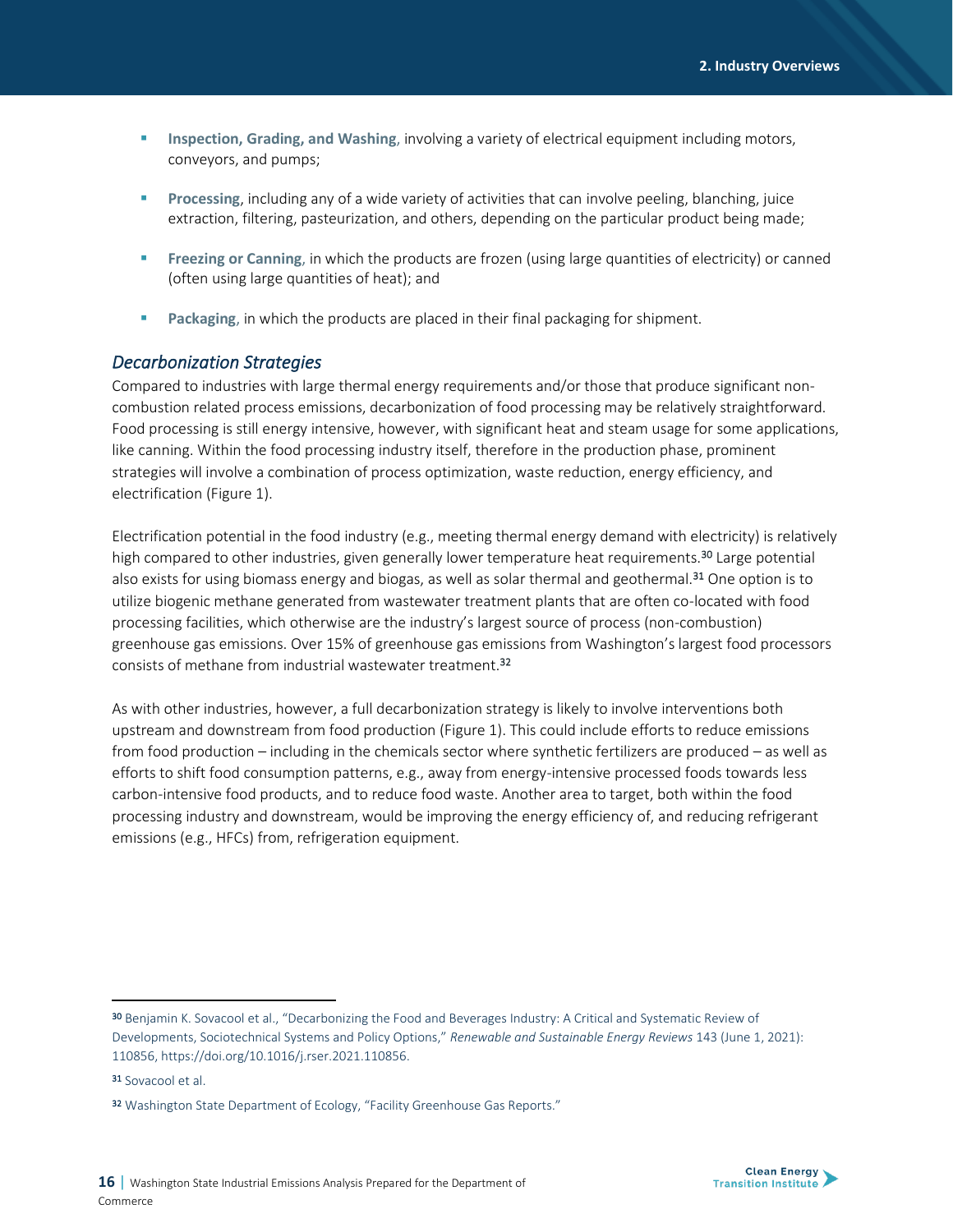- **Inspection, Grading, and Washing**, involving a variety of electrical equipment including motors, conveyors, and pumps;
- **Processing**, including any of a wide variety of activities that can involve peeling, blanching, juice extraction, filtering, pasteurization, and others, depending on the particular product being made;
- **Freezing or Canning**, in which the products are frozen (using large quantities of electricity) or canned (often using large quantities of heat); and
- **Packaging**, in which the products are placed in their final packaging for shipment.

### *Decarbonization Strategies*

Compared to industries with large thermal energy requirements and/or those that produce significant non-combustion related process emissions, decarbonization of food processing may be relatively straightforward. Food processing is still energy intensive, however, with significant heat and steam usage for some applications, like canning. Within the food processing industry itself, therefore in the production phase, prominent strategies will involve a combination of process optimization, waste reduction, energy efficiency, and electrification (Figure 1).

Electrification potential in the food industry (e.g., meeting thermal energy demand with electricity) is relatively high compared to other industries, given generally lower temperature heat requirements.[30] Large potential also exists for using biomass energy and biogas, as well as solar thermal and geothermal.[31] One option is to utilize biogenic methane generated from wastewater treatment plants that are often co-located with food processing facilities, which otherwise are the industry's largest source of process (non-combustion) greenhouse gas emissions. Over 15% of greenhouse gas emissions from Washington's largest food processors consists of methane from industrial wastewater treatment.[32]

As with other industries, however, a full decarbonization strategy is likely to involve interventions both upstream and downstream from food production (Figure 1). This could include efforts to reduce emissions from food production – including in the chemicals sector where synthetic fertilizers are produced – as well as efforts to shift food consumption patterns, e.g., away from energy-intensive processed foods towards less carbon-intensive food products, and to reduce food waste. Another area to target, both within the food processing industry and downstream, would be improving the energy efficiency of, and reducing refrigerant emissions (e.g., HFCs) from, refrigeration equipment.

---

[30] Benjamin K. Sovacool et al., "Decarbonizing the Food and Beverages Industry: A Critical and Systematic Review of Developments, Sociotechnical Systems and Policy Options," *Renewable and Sustainable Energy Reviews* 143 (June 1, 2021): 110856, https://doi.org/10.1016/j.rser.2021.110856.

[31] Sovacool et al.

[32] Washington State Department of Ecology, "Facility Greenhouse Gas Reports."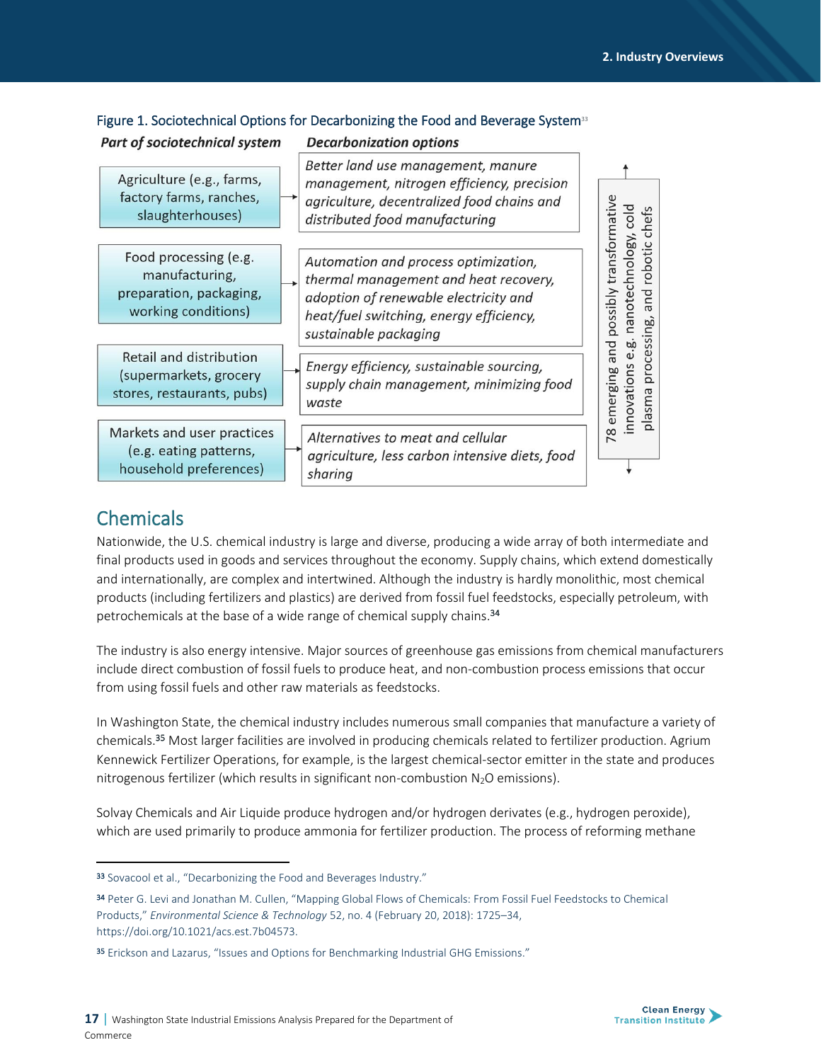Figure 1. Sociotechnical Options for Decarbonizing the Food and Beverage System[33]

| *Part of sociotechnical system* | *Decarbonization options* |
| --- | --- |
| Agriculture (e.g., farms, factory farms, ranches, slaughterhouses) | *Better land use management, manure management, nitrogen efficiency, precision agriculture, decentralized food chains and distributed food manufacturing* |
| Food processing (e.g. manufacturing, preparation, packaging, working conditions) | *Automation and process optimization, thermal management and heat recovery, adoption of renewable electricity and heat/fuel switching, energy efficiency, sustainable packaging* |
| Retail and distribution (supermarkets, grocery stores, restaurants, pubs) | *Energy efficiency, sustainable sourcing, supply chain management, minimizing food waste* |
| Markets and user practices (e.g. eating patterns, household preferences) | *Alternatives to meat and cellular agriculture, less carbon intensive diets, food sharing* |

78 emerging and possibly transformative innovations e.g. nanotechnology, cold plasma processing, and robotic chefs

## Chemicals

Nationwide, the U.S. chemical industry is large and diverse, producing a wide array of both intermediate and final products used in goods and services throughout the economy. Supply chains, which extend domestically and internationally, are complex and intertwined. Although the industry is hardly monolithic, most chemical products (including fertilizers and plastics) are derived from fossil fuel feedstocks, especially petroleum, with petrochemicals at the base of a wide range of chemical supply chains.[34]

The industry is also energy intensive. Major sources of greenhouse gas emissions from chemical manufacturers include direct combustion of fossil fuels to produce heat, and non-combustion process emissions that occur from using fossil fuels and other raw materials as feedstocks.

In Washington State, the chemical industry includes numerous small companies that manufacture a variety of chemicals.[35] Most larger facilities are involved in producing chemicals related to fertilizer production. Agrium Kennewick Fertilizer Operations, for example, is the largest chemical-sector emitter in the state and produces nitrogenous fertilizer (which results in significant non-combustion $N_2O$ emissions).

Solvay Chemicals and Air Liquide produce hydrogen and/or hydrogen derivates (e.g., hydrogen peroxide), which are used primarily to produce ammonia for fertilizer production. The process of reforming methane

---

[33] Sovacool et al., "Decarbonizing the Food and Beverages Industry."

[34] Peter G. Levi and Jonathan M. Cullen, "Mapping Global Flows of Chemicals: From Fossil Fuel Feedstocks to Chemical Products," *Environmental Science & Technology* 52, no. 4 (February 20, 2018): 1725–34, https://doi.org/10.1021/acs.est.7b04573.

[35] Erickson and Lazarus, "Issues and Options for Benchmarking Industrial GHG Emissions."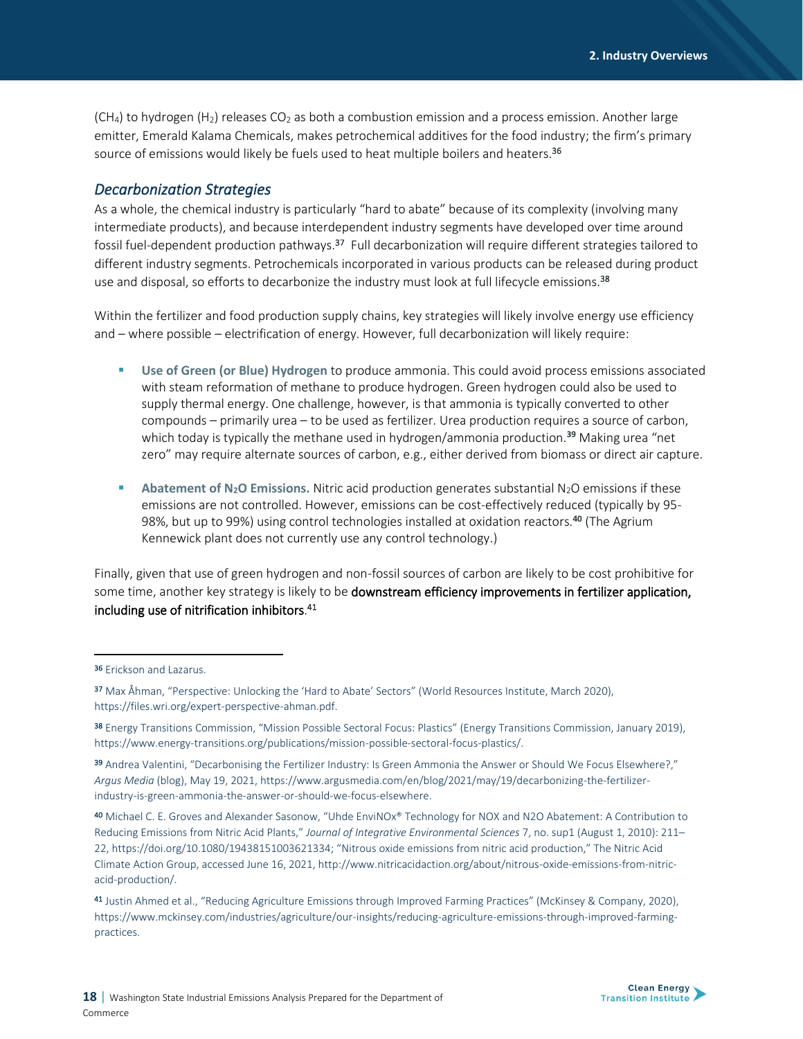($CH_4$) to hydrogen ($H_2$) releases $CO_2$ as both a combustion emission and a process emission. Another large emitter, Emerald Kalama Chemicals, makes petrochemical additives for the food industry; the firm's primary source of emissions would likely be fuels used to heat multiple boilers and heaters.[36]

### *Decarbonization Strategies*

As a whole, the chemical industry is particularly "hard to abate" because of its complexity (involving many intermediate products), and because interdependent industry segments have developed over time around fossil fuel-dependent production pathways.[37] Full decarbonization will require different strategies tailored to different industry segments. Petrochemicals incorporated in various products can be released during product use and disposal, so efforts to decarbonize the industry must look at full lifecycle emissions.[38]

Within the fertilizer and food production supply chains, key strategies will likely involve energy use efficiency and – where possible – electrification of energy. However, full decarbonization will likely require:

- **Use of Green (or Blue) Hydrogen** to produce ammonia. This could avoid process emissions associated with steam reformation of methane to produce hydrogen. Green hydrogen could also be used to supply thermal energy. One challenge, however, is that ammonia is typically converted to other compounds – primarily urea – to be used as fertilizer. Urea production requires a source of carbon, which today is typically the methane used in hydrogen/ammonia production.[39] Making urea "net zero" may require alternate sources of carbon, e.g., either derived from biomass or direct air capture.

- **Abatement of $N_2O$ Emissions.** Nitric acid production generates substantial $N_2O$ emissions if these emissions are not controlled. However, emissions can be cost-effectively reduced (typically by 95-98%, but up to 99%) using control technologies installed at oxidation reactors.[40] (The Agrium Kennewick plant does not currently use any control technology.)

Finally, given that use of green hydrogen and non-fossil sources of carbon are likely to be cost prohibitive for some time, another key strategy is likely to be **downstream efficiency improvements in fertilizer application, including use of nitrification inhibitors**.[41]

---

[36] Erickson and Lazarus.

[37] Max Åhman, "Perspective: Unlocking the 'Hard to Abate' Sectors" (World Resources Institute, March 2020), https://files.wri.org/expert-perspective-ahman.pdf.

[38] Energy Transitions Commission, "Mission Possible Sectoral Focus: Plastics" (Energy Transitions Commission, January 2019), https://www.energy-transitions.org/publications/mission-possible-sectoral-focus-plastics/.

[39] Andrea Valentini, "Decarbonising the Fertilizer Industry: Is Green Ammonia the Answer or Should We Focus Elsewhere?," *Argus Media* (blog), May 19, 2021, https://www.argusmedia.com/en/blog/2021/may/19/decarbonizing-the-fertilizer-industry-is-green-ammonia-the-answer-or-should-we-focus-elsewhere.

[40] Michael C. E. Groves and Alexander Sasonow, "Uhde EnviNOx® Technology for NOX and N2O Abatement: A Contribution to Reducing Emissions from Nitric Acid Plants," *Journal of Integrative Environmental Sciences* 7, no. sup1 (August 1, 2010): 211–22, https://doi.org/10.1080/19438151003621334; "Nitrous oxide emissions from nitric acid production," The Nitric Acid Climate Action Group, accessed June 16, 2021, http://www.nitricacidaction.org/about/nitrous-oxide-emissions-from-nitric-acid-production/.

[41] Justin Ahmed et al., "Reducing Agriculture Emissions through Improved Farming Practices" (McKinsey & Company, 2020), https://www.mckinsey.com/industries/agriculture/our-insights/reducing-agriculture-emissions-through-improved-farming-practices.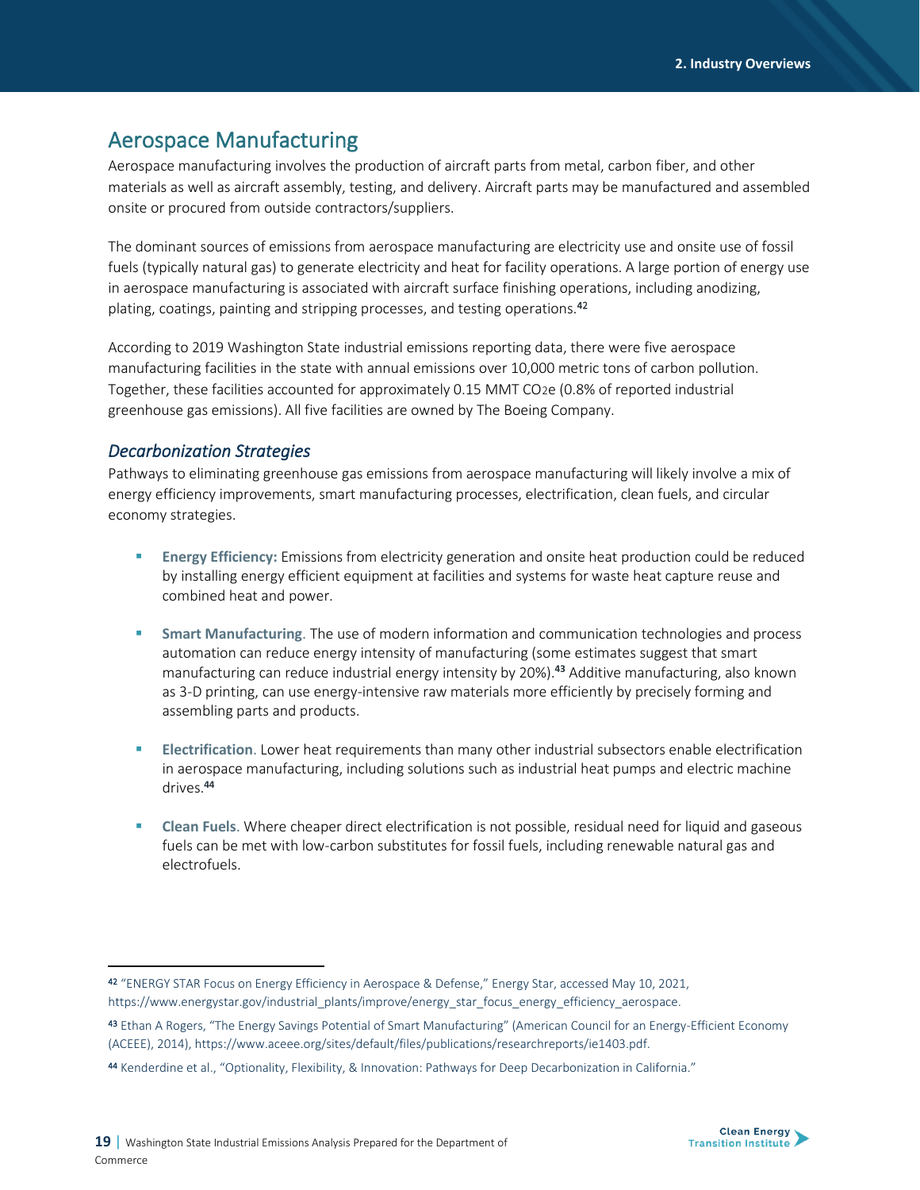## Aerospace Manufacturing

Aerospace manufacturing involves the production of aircraft parts from metal, carbon fiber, and other materials as well as aircraft assembly, testing, and delivery. Aircraft parts may be manufactured and assembled onsite or procured from outside contractors/suppliers.

The dominant sources of emissions from aerospace manufacturing are electricity use and onsite use of fossil fuels (typically natural gas) to generate electricity and heat for facility operations. A large portion of energy use in aerospace manufacturing is associated with aircraft surface finishing operations, including anodizing, plating, coatings, painting and stripping processes, and testing operations.[42]

According to 2019 Washington State industrial emissions reporting data, there were five aerospace manufacturing facilities in the state with annual emissions over 10,000 metric tons of carbon pollution. Together, these facilities accounted for approximately 0.15 MMT $CO_2e$ (0.8% of reported industrial greenhouse gas emissions). All five facilities are owned by The Boeing Company.

### *Decarbonization Strategies*

Pathways to eliminating greenhouse gas emissions from aerospace manufacturing will likely involve a mix of energy efficiency improvements, smart manufacturing processes, electrification, clean fuels, and circular economy strategies.

- **Energy Efficiency:** Emissions from electricity generation and onsite heat production could be reduced by installing energy efficient equipment at facilities and systems for waste heat capture reuse and combined heat and power.
- **Smart Manufacturing**. The use of modern information and communication technologies and process automation can reduce energy intensity of manufacturing (some estimates suggest that smart manufacturing can reduce industrial energy intensity by 20%).[43] Additive manufacturing, also known as 3-D printing, can use energy-intensive raw materials more efficiently by precisely forming and assembling parts and products.
- **Electrification**. Lower heat requirements than many other industrial subsectors enable electrification in aerospace manufacturing, including solutions such as industrial heat pumps and electric machine drives.[44]
- **Clean Fuels**. Where cheaper direct electrification is not possible, residual need for liquid and gaseous fuels can be met with low-carbon substitutes for fossil fuels, including renewable natural gas and electrofuels.

---

[42] "ENERGY STAR Focus on Energy Efficiency in Aerospace & Defense," Energy Star, accessed May 10, 2021, https://www.energystar.gov/industrial_plants/improve/energy_star_focus_energy_efficiency_aerospace.

[43] Ethan A Rogers, "The Energy Savings Potential of Smart Manufacturing" (American Council for an Energy-Efficient Economy (ACEEE), 2014), https://www.aceee.org/sites/default/files/publications/researchreports/ie1403.pdf.

[44] Kenderdine et al., "Optionality, Flexibility, & Innovation: Pathways for Deep Decarbonization in California."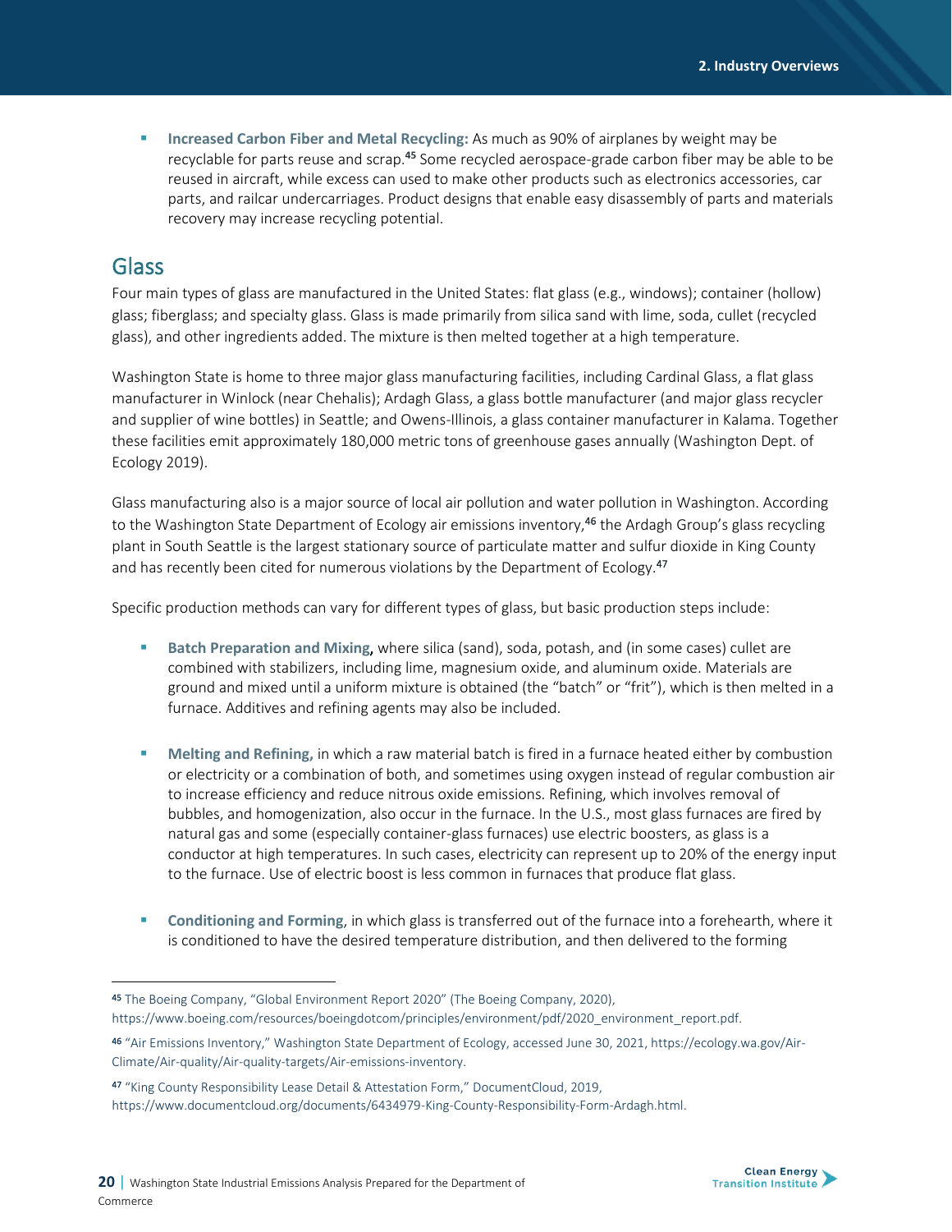- **Increased Carbon Fiber and Metal Recycling:** As much as 90% of airplanes by weight may be recyclable for parts reuse and scrap.[45] Some recycled aerospace-grade carbon fiber may be able to be reused in aircraft, while excess can used to make other products such as electronics accessories, car parts, and railcar undercarriages. Product designs that enable easy disassembly of parts and materials recovery may increase recycling potential.

## Glass

Four main types of glass are manufactured in the United States: flat glass (e.g., windows); container (hollow) glass; fiberglass; and specialty glass. Glass is made primarily from silica sand with lime, soda, cullet (recycled glass), and other ingredients added. The mixture is then melted together at a high temperature.

Washington State is home to three major glass manufacturing facilities, including Cardinal Glass, a flat glass manufacturer in Winlock (near Chehalis); Ardagh Glass, a glass bottle manufacturer (and major glass recycler and supplier of wine bottles) in Seattle; and Owens-Illinois, a glass container manufacturer in Kalama. Together these facilities emit approximately 180,000 metric tons of greenhouse gases annually (Washington Dept. of Ecology 2019).

Glass manufacturing also is a major source of local air pollution and water pollution in Washington. According to the Washington State Department of Ecology air emissions inventory,[46] the Ardagh Group's glass recycling plant in South Seattle is the largest stationary source of particulate matter and sulfur dioxide in King County and has recently been cited for numerous violations by the Department of Ecology.[47]

Specific production methods can vary for different types of glass, but basic production steps include:

- **Batch Preparation and Mixing,** where silica (sand), soda, potash, and (in some cases) cullet are combined with stabilizers, including lime, magnesium oxide, and aluminum oxide. Materials are ground and mixed until a uniform mixture is obtained (the "batch" or "frit"), which is then melted in a furnace. Additives and refining agents may also be included.

- **Melting and Refining,** in which a raw material batch is fired in a furnace heated either by combustion or electricity or a combination of both, and sometimes using oxygen instead of regular combustion air to increase efficiency and reduce nitrous oxide emissions. Refining, which involves removal of bubbles, and homogenization, also occur in the furnace. In the U.S., most glass furnaces are fired by natural gas and some (especially container-glass furnaces) use electric boosters, as glass is a conductor at high temperatures. In such cases, electricity can represent up to 20% of the energy input to the furnace. Use of electric boost is less common in furnaces that produce flat glass.

- **Conditioning and Forming**, in which glass is transferred out of the furnace into a forehearth, where it is conditioned to have the desired temperature distribution, and then delivered to the forming

---

[45] The Boeing Company, "Global Environment Report 2020" (The Boeing Company, 2020), https://www.boeing.com/resources/boeingdotcom/principles/environment/pdf/2020_environment_report.pdf.

[46] "Air Emissions Inventory," Washington State Department of Ecology, accessed June 30, 2021, https://ecology.wa.gov/Air-Climate/Air-quality/Air-quality-targets/Air-emissions-inventory.

[47] "King County Responsibility Lease Detail & Attestation Form," DocumentCloud, 2019, https://www.documentcloud.org/documents/6434979-King-County-Responsibility-Form-Ardagh.html.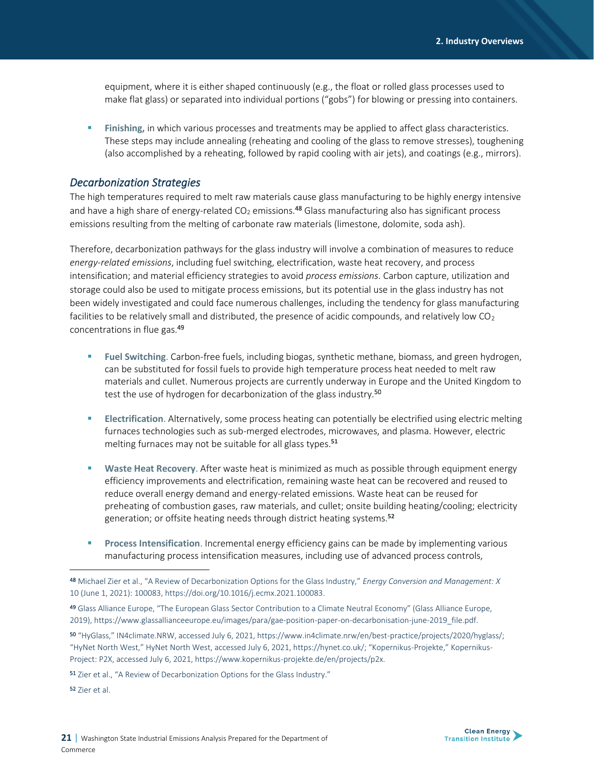equipment, where it is either shaped continuously (e.g., the float or rolled glass processes used to make flat glass) or separated into individual portions ("gobs") for blowing or pressing into containers.

- **Finishing,** in which various processes and treatments may be applied to affect glass characteristics. These steps may include annealing (reheating and cooling of the glass to remove stresses), toughening (also accomplished by a reheating, followed by rapid cooling with air jets), and coatings (e.g., mirrors).

### *Decarbonization Strategies*

The high temperatures required to melt raw materials cause glass manufacturing to be highly energy intensive and have a high share of energy-related $CO_2$ emissions.[48] Glass manufacturing also has significant process emissions resulting from the melting of carbonate raw materials (limestone, dolomite, soda ash).

Therefore, decarbonization pathways for the glass industry will involve a combination of measures to reduce *energy-related emissions*, including fuel switching, electrification, waste heat recovery, and process intensification; and material efficiency strategies to avoid *process emissions*. Carbon capture, utilization and storage could also be used to mitigate process emissions, but its potential use in the glass industry has not been widely investigated and could face numerous challenges, including the tendency for glass manufacturing facilities to be relatively small and distributed, the presence of acidic compounds, and relatively low $CO_2$ concentrations in flue gas.[49]

- **Fuel Switching.** Carbon-free fuels, including biogas, synthetic methane, biomass, and green hydrogen, can be substituted for fossil fuels to provide high temperature process heat needed to melt raw materials and cullet. Numerous projects are currently underway in Europe and the United Kingdom to test the use of hydrogen for decarbonization of the glass industry.[50]

- **Electrification**. Alternatively, some process heating can potentially be electrified using electric melting furnaces technologies such as sub-merged electrodes, microwaves, and plasma. However, electric melting furnaces may not be suitable for all glass types.[51]

- **Waste Heat Recovery**. After waste heat is minimized as much as possible through equipment energy efficiency improvements and electrification, remaining waste heat can be recovered and reused to reduce overall energy demand and energy-related emissions. Waste heat can be reused for preheating of combustion gases, raw materials, and cullet; onsite building heating/cooling; electricity generation; or offsite heating needs through district heating systems.[52]

- **Process Intensification**. Incremental energy efficiency gains can be made by implementing various manufacturing process intensification measures, including use of advanced process controls,

---

[48] Michael Zier et al., "A Review of Decarbonization Options for the Glass Industry," *Energy Conversion and Management: X* 10 (June 1, 2021): 100083, https://doi.org/10.1016/j.ecmx.2021.100083.

[49] Glass Alliance Europe, "The European Glass Sector Contribution to a Climate Neutral Economy" (Glass Alliance Europe, 2019), https://www.glassallianceeurope.eu/images/para/gae-position-paper-on-decarbonisation-june-2019_file.pdf.

[50] "HyGlass," IN4climate.NRW, accessed July 6, 2021, https://www.in4climate.nrw/en/best-practice/projects/2020/hyglass/; "HyNet North West," HyNet North West, accessed July 6, 2021, https://hynet.co.uk/; "Kopernikus-Projekte," Kopernikus-Project: P2X, accessed July 6, 2021, https://www.kopernikus-projekte.de/en/projects/p2x.

[51] Zier et al., "A Review of Decarbonization Options for the Glass Industry."

[52] Zier et al.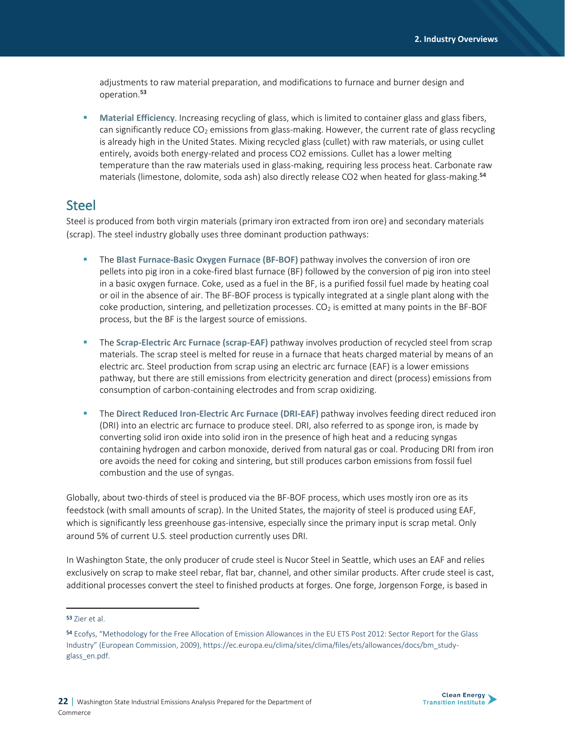adjustments to raw material preparation, and modifications to furnace and burner design and operation.[53]

- **Material Efficiency**. Increasing recycling of glass, which is limited to container glass and glass fibers, can significantly reduce $CO_2$ emissions from glass-making. However, the current rate of glass recycling is already high in the United States. Mixing recycled glass (cullet) with raw materials, or using cullet entirely, avoids both energy-related and process CO2 emissions. Cullet has a lower melting temperature than the raw materials used in glass-making, requiring less process heat. Carbonate raw materials (limestone, dolomite, soda ash) also directly release CO2 when heated for glass-making.[54]

## Steel

Steel is produced from both virgin materials (primary iron extracted from iron ore) and secondary materials (scrap). The steel industry globally uses three dominant production pathways:

- The **Blast Furnace-Basic Oxygen Furnace (BF-BOF)** pathway involves the conversion of iron ore pellets into pig iron in a coke-fired blast furnace (BF) followed by the conversion of pig iron into steel in a basic oxygen furnace. Coke, used as a fuel in the BF, is a purified fossil fuel made by heating coal or oil in the absence of air. The BF-BOF process is typically integrated at a single plant along with the coke production, sintering, and pelletization processes. $CO_2$ is emitted at many points in the BF-BOF process, but the BF is the largest source of emissions.

- The **Scrap-Electric Arc Furnace (scrap-EAF)** pathway involves production of recycled steel from scrap materials. The scrap steel is melted for reuse in a furnace that heats charged material by means of an electric arc. Steel production from scrap using an electric arc furnace (EAF) is a lower emissions pathway, but there are still emissions from electricity generation and direct (process) emissions from consumption of carbon-containing electrodes and from scrap oxidizing.

- The **Direct Reduced Iron-Electric Arc Furnace (DRI-EAF)** pathway involves feeding direct reduced iron (DRI) into an electric arc furnace to produce steel. DRI, also referred to as sponge iron, is made by converting solid iron oxide into solid iron in the presence of high heat and a reducing syngas containing hydrogen and carbon monoxide, derived from natural gas or coal. Producing DRI from iron ore avoids the need for coking and sintering, but still produces carbon emissions from fossil fuel combustion and the use of syngas.

Globally, about two-thirds of steel is produced via the BF-BOF process, which uses mostly iron ore as its feedstock (with small amounts of scrap). In the United States, the majority of steel is produced using EAF, which is significantly less greenhouse gas-intensive, especially since the primary input is scrap metal. Only around 5% of current U.S. steel production currently uses DRI.

In Washington State, the only producer of crude steel is Nucor Steel in Seattle, which uses an EAF and relies exclusively on scrap to make steel rebar, flat bar, channel, and other similar products. After crude steel is cast, additional processes convert the steel to finished products at forges. One forge, Jorgenson Forge, is based in

---

[53] Zier et al.

[54] Ecofys, "Methodology for the Free Allocation of Emission Allowances in the EU ETS Post 2012: Sector Report for the Glass Industry" (European Commission, 2009), https://ec.europa.eu/clima/sites/clima/files/ets/allowances/docs/bm_study-glass_en.pdf.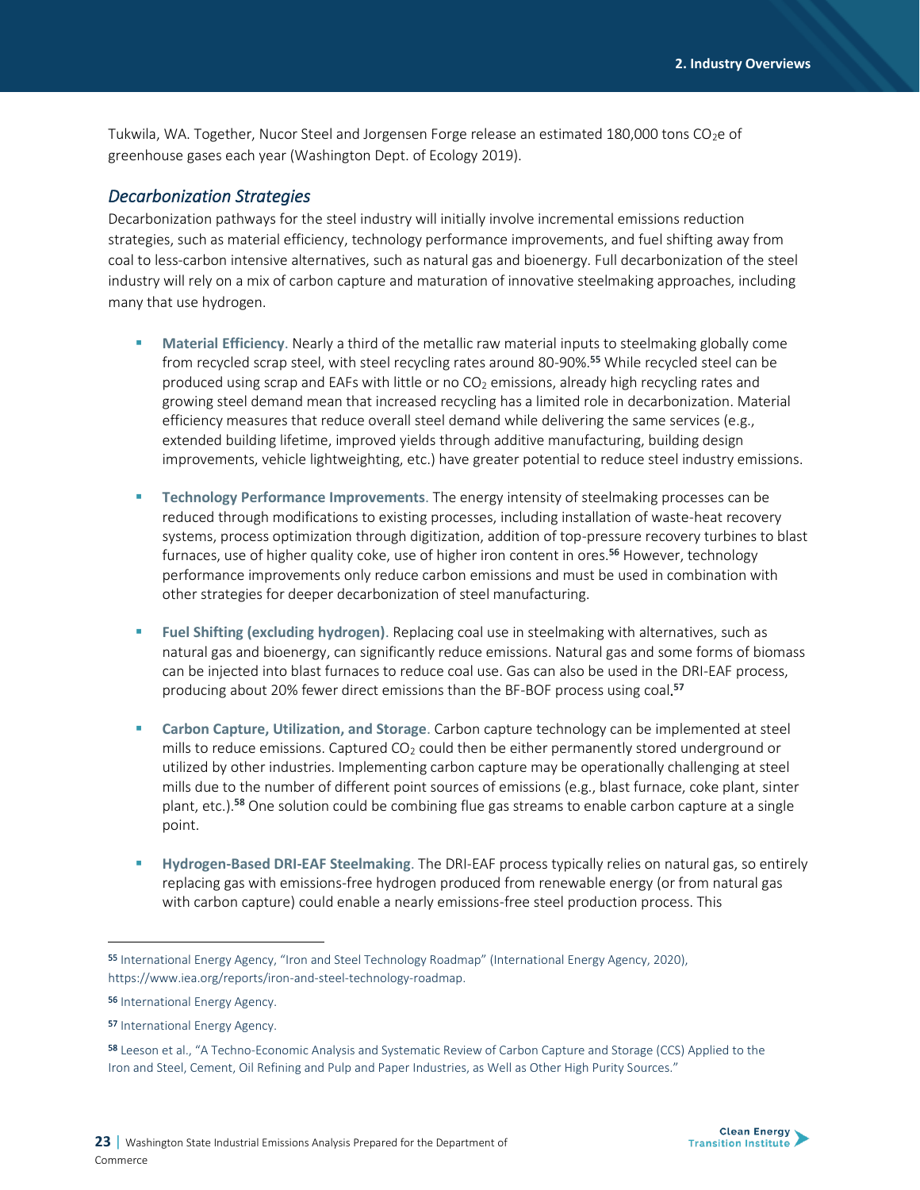Tukwila, WA. Together, Nucor Steel and Jorgensen Forge release an estimated 180,000 tons $CO_2e$ of greenhouse gases each year (Washington Dept. of Ecology 2019).

### *Decarbonization Strategies*

Decarbonization pathways for the steel industry will initially involve incremental emissions reduction strategies, such as material efficiency, technology performance improvements, and fuel shifting away from coal to less-carbon intensive alternatives, such as natural gas and bioenergy. Full decarbonization of the steel industry will rely on a mix of carbon capture and maturation of innovative steelmaking approaches, including many that use hydrogen.

- **Material Efficiency**. Nearly a third of the metallic raw material inputs to steelmaking globally come from recycled scrap steel, with steel recycling rates around 80-90%.[55] While recycled steel can be produced using scrap and EAFs with little or no $CO_2$ emissions, already high recycling rates and growing steel demand mean that increased recycling has a limited role in decarbonization. Material efficiency measures that reduce overall steel demand while delivering the same services (e.g., extended building lifetime, improved yields through additive manufacturing, building design improvements, vehicle lightweighting, etc.) have greater potential to reduce steel industry emissions.

- **Technology Performance Improvements**. The energy intensity of steelmaking processes can be reduced through modifications to existing processes, including installation of waste-heat recovery systems, process optimization through digitization, addition of top-pressure recovery turbines to blast furnaces, use of higher quality coke, use of higher iron content in ores.[56] However, technology performance improvements only reduce carbon emissions and must be used in combination with other strategies for deeper decarbonization of steel manufacturing.

- **Fuel Shifting (excluding hydrogen)**. Replacing coal use in steelmaking with alternatives, such as natural gas and bioenergy, can significantly reduce emissions. Natural gas and some forms of biomass can be injected into blast furnaces to reduce coal use. Gas can also be used in the DRI-EAF process, producing about 20% fewer direct emissions than the BF-BOF process using coal.[57]

- **Carbon Capture, Utilization, and Storage**. Carbon capture technology can be implemented at steel mills to reduce emissions. Captured $CO_2$ could then be either permanently stored underground or utilized by other industries. Implementing carbon capture may be operationally challenging at steel mills due to the number of different point sources of emissions (e.g., blast furnace, coke plant, sinter plant, etc.).[58] One solution could be combining flue gas streams to enable carbon capture at a single point.

- **Hydrogen-Based DRI-EAF Steelmaking**. The DRI-EAF process typically relies on natural gas, so entirely replacing gas with emissions-free hydrogen produced from renewable energy (or from natural gas with carbon capture) could enable a nearly emissions-free steel production process. This

---

[55] International Energy Agency, "Iron and Steel Technology Roadmap" (International Energy Agency, 2020), https://www.iea.org/reports/iron-and-steel-technology-roadmap.

[56] International Energy Agency.

[57] International Energy Agency.

[58] Leeson et al., "A Techno-Economic Analysis and Systematic Review of Carbon Capture and Storage (CCS) Applied to the Iron and Steel, Cement, Oil Refining and Pulp and Paper Industries, as Well as Other High Purity Sources."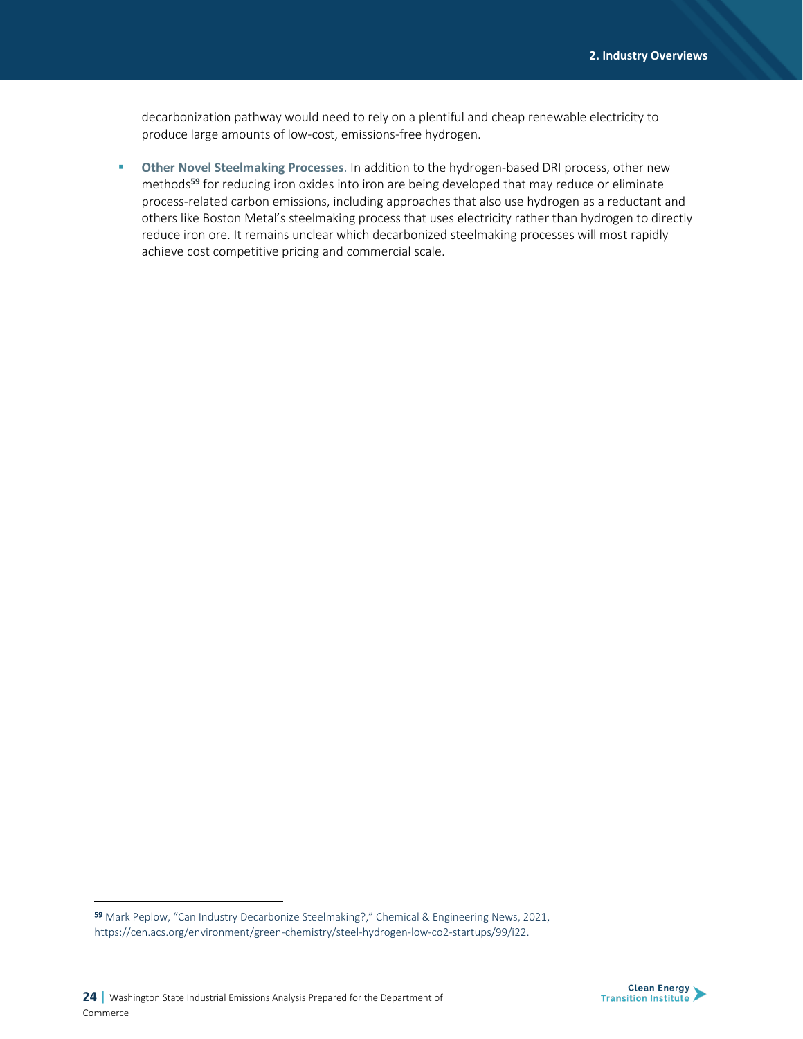decarbonization pathway would need to rely on a plentiful and cheap renewable electricity to produce large amounts of low-cost, emissions-free hydrogen.

- **Other Novel Steelmaking Processes**. In addition to the hydrogen-based DRI process, other new methods[59] for reducing iron oxides into iron are being developed that may reduce or eliminate process-related carbon emissions, including approaches that also use hydrogen as a reductant and others like Boston Metal's steelmaking process that uses electricity rather than hydrogen to directly reduce iron ore. It remains unclear which decarbonized steelmaking processes will most rapidly achieve cost competitive pricing and commercial scale.

---

[59] Mark Peplow, "Can Industry Decarbonize Steelmaking?," Chemical & Engineering News, 2021, https://cen.acs.org/environment/green-chemistry/steel-hydrogen-low-co2-startups/99/i22.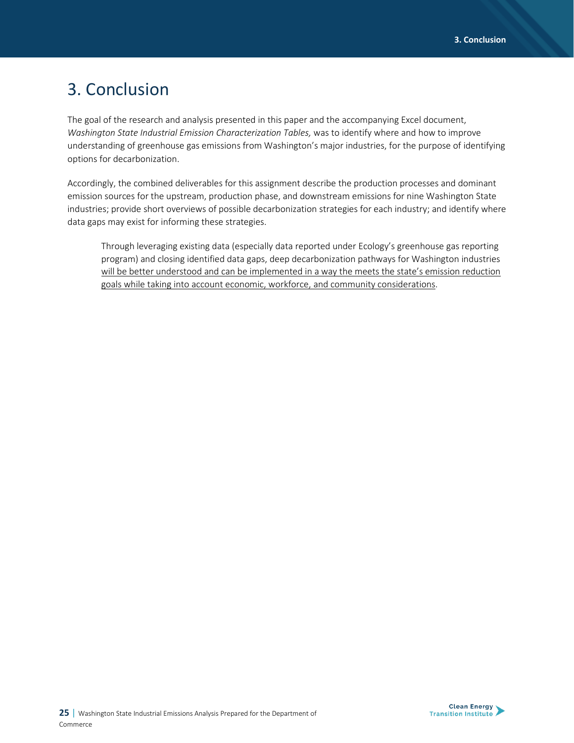# 3. Conclusion

The goal of the research and analysis presented in this paper and the accompanying Excel document, *Washington State Industrial Emission Characterization Tables,* was to identify where and how to improve understanding of greenhouse gas emissions from Washington's major industries, for the purpose of identifying options for decarbonization.

Accordingly, the combined deliverables for this assignment describe the production processes and dominant emission sources for the upstream, production phase, and downstream emissions for nine Washington State industries; provide short overviews of possible decarbonization strategies for each industry; and identify where data gaps may exist for informing these strategies.

> Through leveraging existing data (especially data reported under Ecology's greenhouse gas reporting program) and closing identified data gaps, deep decarbonization pathways for Washington industries <u>will be better understood and can be implemented in a way the meets the state's emission reduction goals while taking into account economic, workforce, and community considerations</u>.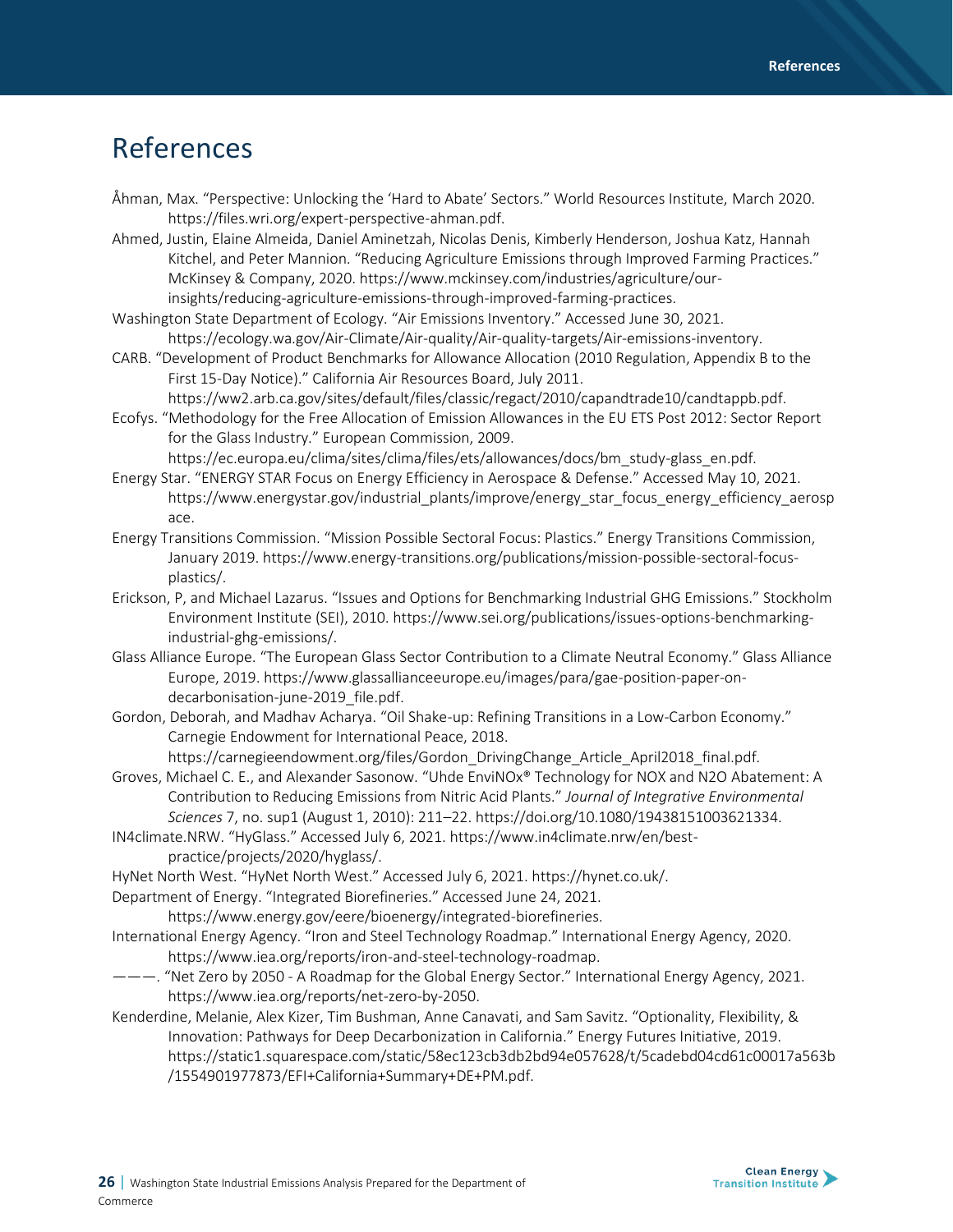# References

Åhman, Max. "Perspective: Unlocking the 'Hard to Abate' Sectors." World Resources Institute, March 2020. https://files.wri.org/expert-perspective-ahman.pdf.

Ahmed, Justin, Elaine Almeida, Daniel Aminetzah, Nicolas Denis, Kimberly Henderson, Joshua Katz, Hannah Kitchel, and Peter Mannion. "Reducing Agriculture Emissions through Improved Farming Practices." McKinsey & Company, 2020. https://www.mckinsey.com/industries/agriculture/our-insights/reducing-agriculture-emissions-through-improved-farming-practices.

Washington State Department of Ecology. "Air Emissions Inventory." Accessed June 30, 2021. https://ecology.wa.gov/Air-Climate/Air-quality/Air-quality-targets/Air-emissions-inventory.

CARB. "Development of Product Benchmarks for Allowance Allocation (2010 Regulation, Appendix B to the First 15-Day Notice)." California Air Resources Board, July 2011. https://ww2.arb.ca.gov/sites/default/files/classic/regact/2010/capandtrade10/candtappb.pdf.

Ecofys. "Methodology for the Free Allocation of Emission Allowances in the EU ETS Post 2012: Sector Report for the Glass Industry." European Commission, 2009. https://ec.europa.eu/clima/sites/clima/files/ets/allowances/docs/bm_study-glass_en.pdf.

Energy Star. "ENERGY STAR Focus on Energy Efficiency in Aerospace & Defense." Accessed May 10, 2021. https://www.energystar.gov/industrial_plants/improve/energy_star_focus_energy_efficiency_aerospace.

Energy Transitions Commission. "Mission Possible Sectoral Focus: Plastics." Energy Transitions Commission, January 2019. https://www.energy-transitions.org/publications/mission-possible-sectoral-focus-plastics/.

Erickson, P, and Michael Lazarus. "Issues and Options for Benchmarking Industrial GHG Emissions." Stockholm Environment Institute (SEI), 2010. https://www.sei.org/publications/issues-options-benchmarking-industrial-ghg-emissions/.

Glass Alliance Europe. "The European Glass Sector Contribution to a Climate Neutral Economy." Glass Alliance Europe, 2019. https://www.glassallianceeurope.eu/images/para/gae-position-paper-on-decarbonisation-june-2019_file.pdf.

Gordon, Deborah, and Madhav Acharya. "Oil Shake-up: Refining Transitions in a Low-Carbon Economy." Carnegie Endowment for International Peace, 2018. https://carnegieendowment.org/files/Gordon_DrivingChange_Article_April2018_final.pdf.

Groves, Michael C. E., and Alexander Sasonow. "Uhde EnviNOx® Technology for NOX and N2O Abatement: A Contribution to Reducing Emissions from Nitric Acid Plants." *Journal of Integrative Environmental Sciences* 7, no. sup1 (August 1, 2010): 211–22. https://doi.org/10.1080/19438151003621334.

IN4climate.NRW. "HyGlass." Accessed July 6, 2021. https://www.in4climate.nrw/en/best-practice/projects/2020/hyglass/.

HyNet North West. "HyNet North West." Accessed July 6, 2021. https://hynet.co.uk/.

Department of Energy. "Integrated Biorefineries." Accessed June 24, 2021. https://www.energy.gov/eere/bioenergy/integrated-biorefineries.

International Energy Agency. "Iron and Steel Technology Roadmap." International Energy Agency, 2020. https://www.iea.org/reports/iron-and-steel-technology-roadmap.

———. "Net Zero by 2050 - A Roadmap for the Global Energy Sector." International Energy Agency, 2021. https://www.iea.org/reports/net-zero-by-2050.

Kenderdine, Melanie, Alex Kizer, Tim Bushman, Anne Canavati, and Sam Savitz. "Optionality, Flexibility, & Innovation: Pathways for Deep Decarbonization in California." Energy Futures Initiative, 2019. https://static1.squarespace.com/static/58ec123cb3db2bd94e057628/t/5cadebd04cd61c00017a563b/1554901977873/EFI+California+Summary+DE+PM.pdf.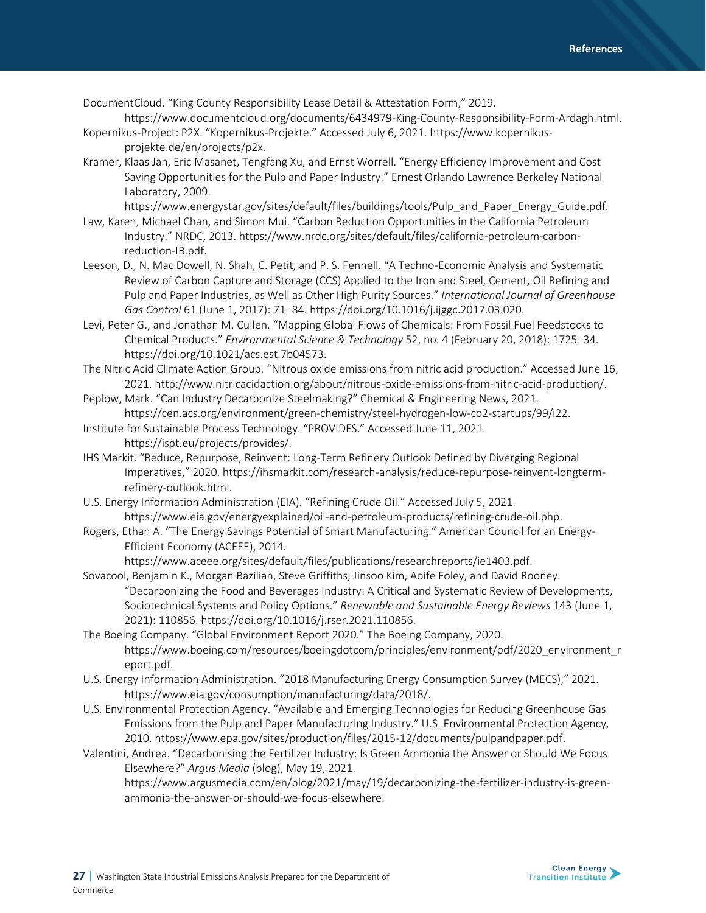DocumentCloud. "King County Responsibility Lease Detail & Attestation Form," 2019. https://www.documentcloud.org/documents/6434979-King-County-Responsibility-Form-Ardagh.html.

Kopernikus-Project: P2X. "Kopernikus-Projekte." Accessed July 6, 2021. https://www.kopernikus-projekte.de/en/projects/p2x.

Kramer, Klaas Jan, Eric Masanet, Tengfang Xu, and Ernst Worrell. "Energy Efficiency Improvement and Cost Saving Opportunities for the Pulp and Paper Industry." Ernest Orlando Lawrence Berkeley National Laboratory, 2009. https://www.energystar.gov/sites/default/files/buildings/tools/Pulp_and_Paper_Energy_Guide.pdf.

Law, Karen, Michael Chan, and Simon Mui. "Carbon Reduction Opportunities in the California Petroleum Industry." NRDC, 2013. https://www.nrdc.org/sites/default/files/california-petroleum-carbon-reduction-IB.pdf.

Leeson, D., N. Mac Dowell, N. Shah, C. Petit, and P. S. Fennell. "A Techno-Economic Analysis and Systematic Review of Carbon Capture and Storage (CCS) Applied to the Iron and Steel, Cement, Oil Refining and Pulp and Paper Industries, as Well as Other High Purity Sources." *International Journal of Greenhouse Gas Control* 61 (June 1, 2017): 71–84. https://doi.org/10.1016/j.ijggc.2017.03.020.

Levi, Peter G., and Jonathan M. Cullen. "Mapping Global Flows of Chemicals: From Fossil Fuel Feedstocks to Chemical Products." *Environmental Science & Technology* 52, no. 4 (February 20, 2018): 1725–34. https://doi.org/10.1021/acs.est.7b04573.

The Nitric Acid Climate Action Group. "Nitrous oxide emissions from nitric acid production." Accessed June 16, 2021. http://www.nitricacidaction.org/about/nitrous-oxide-emissions-from-nitric-acid-production/.

Peplow, Mark. "Can Industry Decarbonize Steelmaking?" Chemical & Engineering News, 2021. https://cen.acs.org/environment/green-chemistry/steel-hydrogen-low-co2-startups/99/i22.

Institute for Sustainable Process Technology. "PROVIDES." Accessed June 11, 2021. https://ispt.eu/projects/provides/.

IHS Markit. "Reduce, Repurpose, Reinvent: Long-Term Refinery Outlook Defined by Diverging Regional Imperatives," 2020. https://ihsmarkit.com/research-analysis/reduce-repurpose-reinvent-longterm-refinery-outlook.html.

U.S. Energy Information Administration (EIA). "Refining Crude Oil." Accessed July 5, 2021. https://www.eia.gov/energyexplained/oil-and-petroleum-products/refining-crude-oil.php.

Rogers, Ethan A. "The Energy Savings Potential of Smart Manufacturing." American Council for an Energy-Efficient Economy (ACEEE), 2014. https://www.aceee.org/sites/default/files/publications/researchreports/ie1403.pdf.

Sovacool, Benjamin K., Morgan Bazilian, Steve Griffiths, Jinsoo Kim, Aoife Foley, and David Rooney. "Decarbonizing the Food and Beverages Industry: A Critical and Systematic Review of Developments, Sociotechnical Systems and Policy Options." *Renewable and Sustainable Energy Reviews* 143 (June 1, 2021): 110856. https://doi.org/10.1016/j.rser.2021.110856.

The Boeing Company. "Global Environment Report 2020." The Boeing Company, 2020. https://www.boeing.com/resources/boeingdotcom/principles/environment/pdf/2020_environment_report.pdf.

U.S. Energy Information Administration. "2018 Manufacturing Energy Consumption Survey (MECS)," 2021. https://www.eia.gov/consumption/manufacturing/data/2018/.

U.S. Environmental Protection Agency. "Available and Emerging Technologies for Reducing Greenhouse Gas Emissions from the Pulp and Paper Manufacturing Industry." U.S. Environmental Protection Agency, 2010. https://www.epa.gov/sites/production/files/2015-12/documents/pulpandpaper.pdf.

Valentini, Andrea. "Decarbonising the Fertilizer Industry: Is Green Ammonia the Answer or Should We Focus Elsewhere?" *Argus Media* (blog), May 19, 2021. https://www.argusmedia.com/en/blog/2021/may/19/decarbonizing-the-fertilizer-industry-is-green-ammonia-the-answer-or-should-we-focus-elsewhere.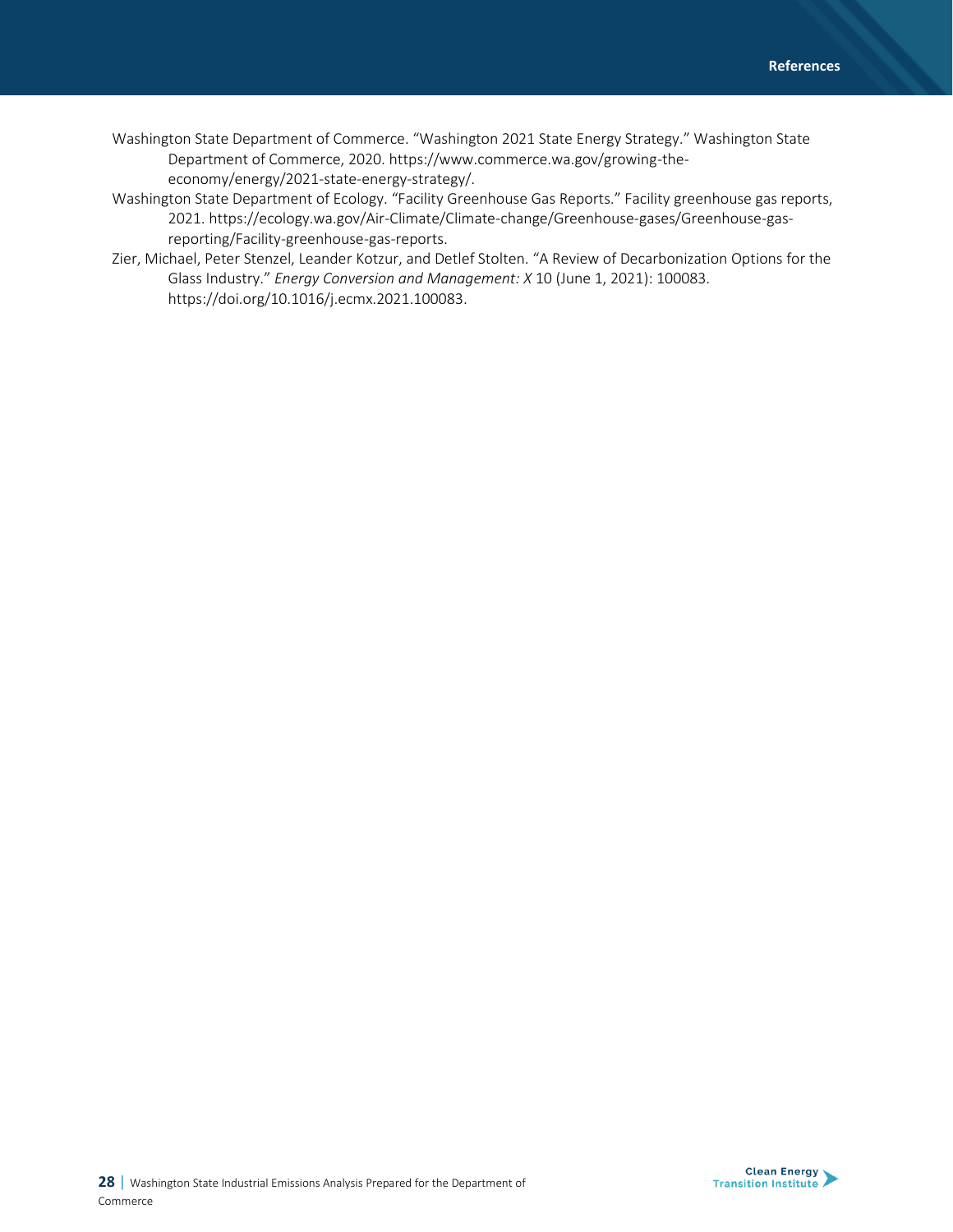Washington State Department of Commerce. "Washington 2021 State Energy Strategy." Washington State Department of Commerce, 2020. https://www.commerce.wa.gov/growing-the-economy/energy/2021-state-energy-strategy/.

Washington State Department of Ecology. "Facility Greenhouse Gas Reports." Facility greenhouse gas reports, 2021. https://ecology.wa.gov/Air-Climate/Climate-change/Greenhouse-gases/Greenhouse-gas-reporting/Facility-greenhouse-gas-reports.

Zier, Michael, Peter Stenzel, Leander Kotzur, and Detlef Stolten. "A Review of Decarbonization Options for the Glass Industry." *Energy Conversion and Management: X* 10 (June 1, 2021): 100083. https://doi.org/10.1016/j.ecmx.2021.100083.